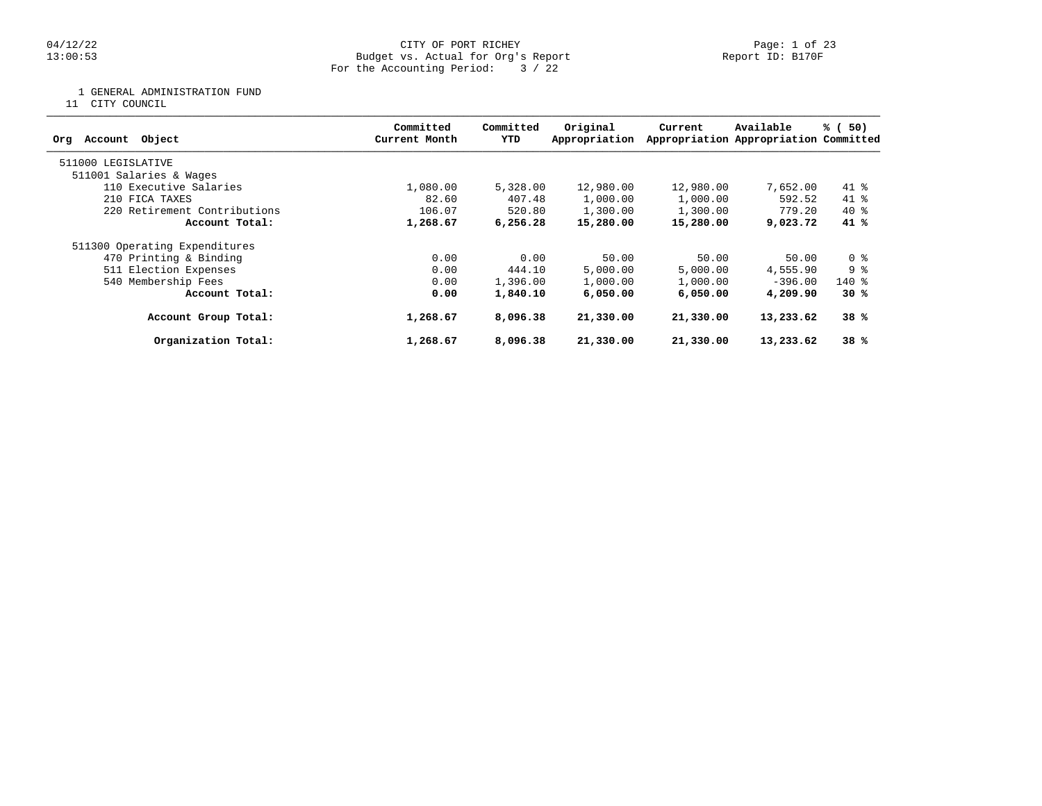CITY OF PORT RICHEY
Budget vs. Actual for Org's Report
For the Accounting Period: 3 / 22

04/12/22
13:00:53

Report ID: B170F

1 GENERAL ADMINISTRATION FUND
11 CITY COUNCIL

| Org Account Object | Committed Current Month | Committed YTD | Original Appropriation | Current Appropriation | Available Appropriation | % ( 50) Committed |
|---|---|---|---|---|---|---|
| 511000 LEGISLATIVE | | | | | | |
| 511001 Salaries & Wages | | | | | | |
| 110 Executive Salaries | 1,080.00 | 5,328.00 | 12,980.00 | 12,980.00 | 7,652.00 | 41 % |
| 210 FICA TAXES | 82.60 | 407.48 | 1,000.00 | 1,000.00 | 592.52 | 41 % |
| 220 Retirement Contributions | 106.07 | 520.80 | 1,300.00 | 1,300.00 | 779.20 | 40 % |
| **Account Total:** | **1,268.67** | **6,256.28** | **15,280.00** | **15,280.00** | **9,023.72** | **41 %** |
| 511300 Operating Expenditures | | | | | | |
| 470 Printing & Binding | 0.00 | 0.00 | 50.00 | 50.00 | 50.00 | 0 % |
| 511 Election Expenses | 0.00 | 444.10 | 5,000.00 | 5,000.00 | 4,555.90 | 9 % |
| 540 Membership Fees | 0.00 | 1,396.00 | 1,000.00 | 1,000.00 | -396.00 | 140 % |
| **Account Total:** | **0.00** | **1,840.10** | **6,050.00** | **6,050.00** | **4,209.90** | **30 %** |
| **Account Group Total:** | **1,268.67** | **8,096.38** | **21,330.00** | **21,330.00** | **13,233.62** | **38 %** |
| **Organization Total:** | **1,268.67** | **8,096.38** | **21,330.00** | **21,330.00** | **13,233.62** | **38 %** |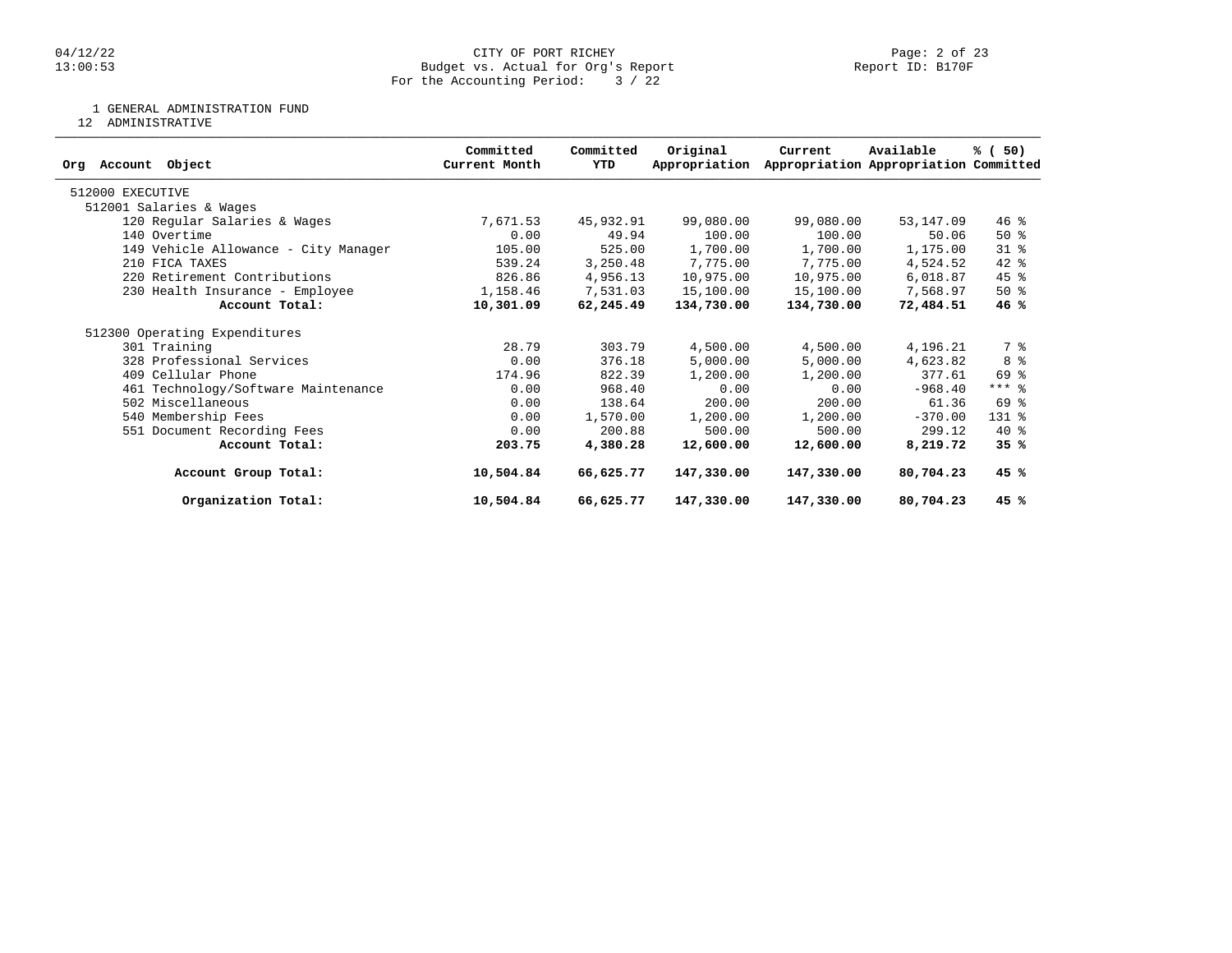CITY OF PORT RICHEY
Budget vs. Actual for Org's Report
For the Accounting Period: 3 / 22

04/12/22
13:00:53

Report ID: B170F

1 GENERAL ADMINISTRATION FUND
12 ADMINISTRATIVE

| Org Account Object | Committed Current Month | Committed YTD | Original Appropriation | Current Appropriation | Available Appropriation | % ( 50) Committed |
|---|---|---|---|---|---|---|
| 512000 EXECUTIVE | | | | | | |
| 512001 Salaries & Wages | | | | | | |
| 120 Regular Salaries & Wages | 7,671.53 | 45,932.91 | 99,080.00 | 99,080.00 | 53,147.09 | 46 % |
| 140 Overtime | 0.00 | 49.94 | 100.00 | 100.00 | 50.06 | 50 % |
| 149 Vehicle Allowance - City Manager | 105.00 | 525.00 | 1,700.00 | 1,700.00 | 1,175.00 | 31 % |
| 210 FICA TAXES | 539.24 | 3,250.48 | 7,775.00 | 7,775.00 | 4,524.52 | 42 % |
| 220 Retirement Contributions | 826.86 | 4,956.13 | 10,975.00 | 10,975.00 | 6,018.87 | 45 % |
| 230 Health Insurance - Employee | 1,158.46 | 7,531.03 | 15,100.00 | 15,100.00 | 7,568.97 | 50 % |
| **Account Total:** | **10,301.09** | **62,245.49** | **134,730.00** | **134,730.00** | **72,484.51** | **46 %** |
| 512300 Operating Expenditures | | | | | | |
| 301 Training | 28.79 | 303.79 | 4,500.00 | 4,500.00 | 4,196.21 | 7 % |
| 328 Professional Services | 0.00 | 376.18 | 5,000.00 | 5,000.00 | 4,623.82 | 8 % |
| 409 Cellular Phone | 174.96 | 822.39 | 1,200.00 | 1,200.00 | 377.61 | 69 % |
| 461 Technology/Software Maintenance | 0.00 | 968.40 | 0.00 | 0.00 | -968.40 | *** % |
| 502 Miscellaneous | 0.00 | 138.64 | 200.00 | 200.00 | 61.36 | 69 % |
| 540 Membership Fees | 0.00 | 1,570.00 | 1,200.00 | 1,200.00 | -370.00 | 131 % |
| 551 Document Recording Fees | 0.00 | 200.88 | 500.00 | 500.00 | 299.12 | 40 % |
| **Account Total:** | **203.75** | **4,380.28** | **12,600.00** | **12,600.00** | **8,219.72** | **35 %** |
| **Account Group Total:** | **10,504.84** | **66,625.77** | **147,330.00** | **147,330.00** | **80,704.23** | **45 %** |
| **Organization Total:** | **10,504.84** | **66,625.77** | **147,330.00** | **147,330.00** | **80,704.23** | **45 %** |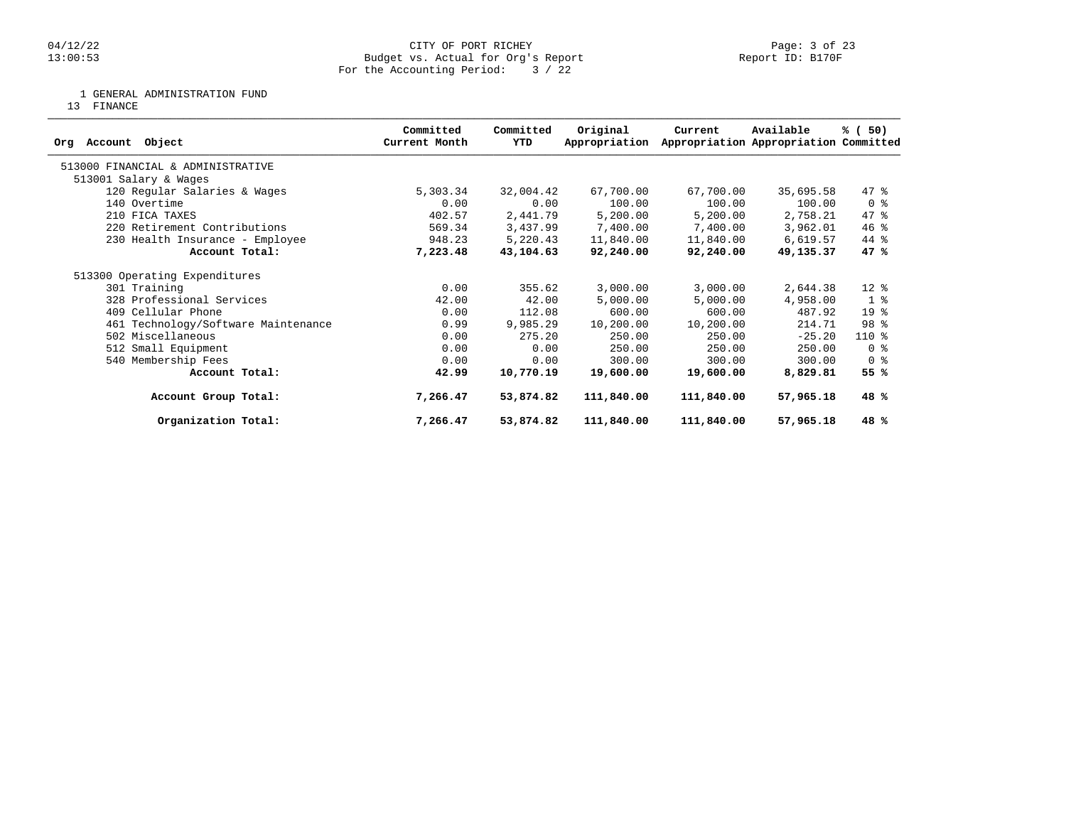# CITY OF PORT RICHEY

Budget vs. Actual for Org's Report

For the Accounting Period: 3 / 22

04/12/22 13:00:53 — Report ID: B170F

1 GENERAL ADMINISTRATION FUND

13 FINANCE

| Org Account Object | Committed Current Month | Committed YTD | Original Appropriation | Current Appropriation | Available Appropriation | % ( 50) Committed |
|---|---|---|---|---|---|---|
| 513000 FINANCIAL & ADMINISTRATIVE | | | | | | |
| 513001 Salary & Wages | | | | | | |
| 120 Regular Salaries & Wages | 5,303.34 | 32,004.42 | 67,700.00 | 67,700.00 | 35,695.58 | 47 % |
| 140 Overtime | 0.00 | 0.00 | 100.00 | 100.00 | 100.00 | 0 % |
| 210 FICA TAXES | 402.57 | 2,441.79 | 5,200.00 | 5,200.00 | 2,758.21 | 47 % |
| 220 Retirement Contributions | 569.34 | 3,437.99 | 7,400.00 | 7,400.00 | 3,962.01 | 46 % |
| 230 Health Insurance - Employee | 948.23 | 5,220.43 | 11,840.00 | 11,840.00 | 6,619.57 | 44 % |
| **Account Total:** | **7,223.48** | **43,104.63** | **92,240.00** | **92,240.00** | **49,135.37** | **47 %** |
| 513300 Operating Expenditures | | | | | | |
| 301 Training | 0.00 | 355.62 | 3,000.00 | 3,000.00 | 2,644.38 | 12 % |
| 328 Professional Services | 42.00 | 42.00 | 5,000.00 | 5,000.00 | 4,958.00 | 1 % |
| 409 Cellular Phone | 0.00 | 112.08 | 600.00 | 600.00 | 487.92 | 19 % |
| 461 Technology/Software Maintenance | 0.99 | 9,985.29 | 10,200.00 | 10,200.00 | 214.71 | 98 % |
| 502 Miscellaneous | 0.00 | 275.20 | 250.00 | 250.00 | -25.20 | 110 % |
| 512 Small Equipment | 0.00 | 0.00 | 250.00 | 250.00 | 250.00 | 0 % |
| 540 Membership Fees | 0.00 | 0.00 | 300.00 | 300.00 | 300.00 | 0 % |
| **Account Total:** | **42.99** | **10,770.19** | **19,600.00** | **19,600.00** | **8,829.81** | **55 %** |
| **Account Group Total:** | **7,266.47** | **53,874.82** | **111,840.00** | **111,840.00** | **57,965.18** | **48 %** |
| **Organization Total:** | **7,266.47** | **53,874.82** | **111,840.00** | **111,840.00** | **57,965.18** | **48 %** |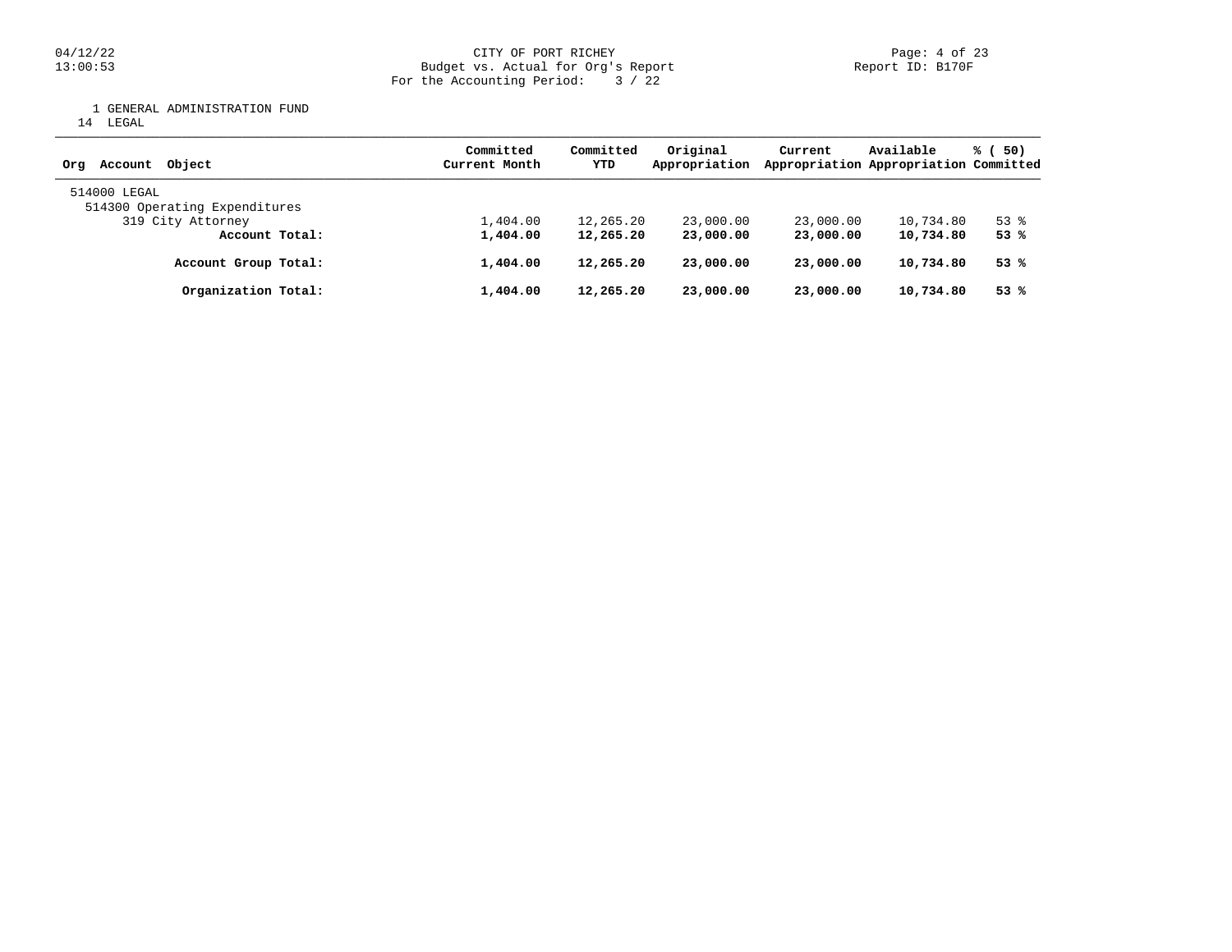CITY OF PORT RICHEY
Budget vs. Actual for Org's Report
For the Accounting Period: 3 / 22

1 GENERAL ADMINISTRATION FUND
14 LEGAL

| Org Account Object | Committed Current Month | Committed YTD | Original Appropriation | Current Appropriation | Available Appropriation | % ( 50) Committed |
|---|---|---|---|---|---|---|
| 514000 LEGAL | | | | | | |
| 514300 Operating Expenditures | | | | | | |
| 319 City Attorney | 1,404.00 | 12,265.20 | 23,000.00 | 23,000.00 | 10,734.80 | 53 % |
| **Account Total:** | **1,404.00** | **12,265.20** | **23,000.00** | **23,000.00** | **10,734.80** | **53 %** |
| **Account Group Total:** | **1,404.00** | **12,265.20** | **23,000.00** | **23,000.00** | **10,734.80** | **53 %** |
| **Organization Total:** | **1,404.00** | **12,265.20** | **23,000.00** | **23,000.00** | **10,734.80** | **53 %** |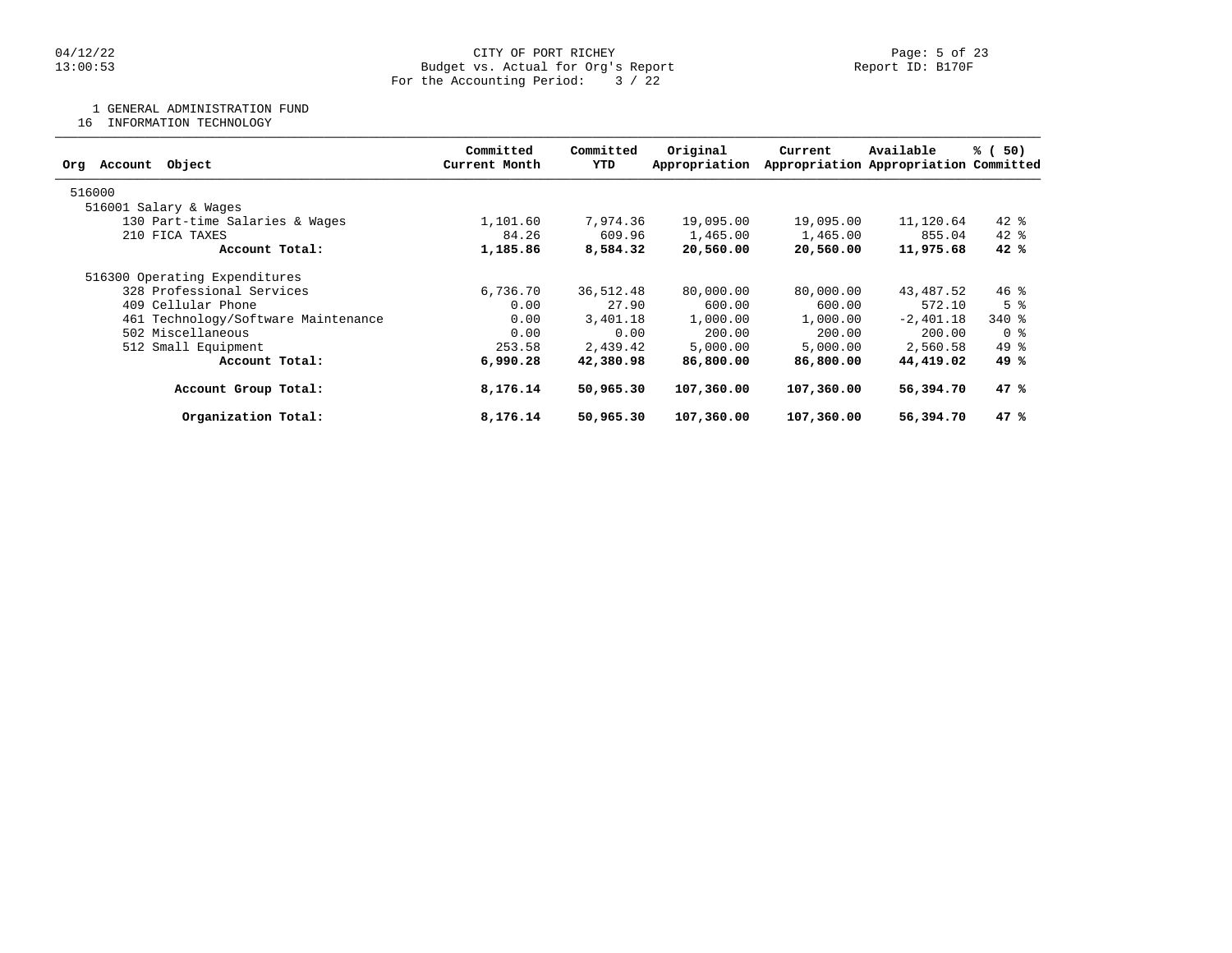CITY OF PORT RICHEY
Budget vs. Actual for Org's Report
For the Accounting Period: 3 / 22

1 GENERAL ADMINISTRATION FUND
16 INFORMATION TECHNOLOGY

| Org Account Object | Committed Current Month | Committed YTD | Original Appropriation | Current Appropriation | Available Appropriation | % ( 50) Committed |
|---|---|---|---|---|---|---|
| 516000 | | | | | | |
| 516001 Salary & Wages | | | | | | |
| 130 Part-time Salaries & Wages | 1,101.60 | 7,974.36 | 19,095.00 | 19,095.00 | 11,120.64 | 42 % |
| 210 FICA TAXES | 84.26 | 609.96 | 1,465.00 | 1,465.00 | 855.04 | 42 % |
| **Account Total:** | **1,185.86** | **8,584.32** | **20,560.00** | **20,560.00** | **11,975.68** | **42 %** |
| 516300 Operating Expenditures | | | | | | |
| 328 Professional Services | 6,736.70 | 36,512.48 | 80,000.00 | 80,000.00 | 43,487.52 | 46 % |
| 409 Cellular Phone | 0.00 | 27.90 | 600.00 | 600.00 | 572.10 | 5 % |
| 461 Technology/Software Maintenance | 0.00 | 3,401.18 | 1,000.00 | 1,000.00 | -2,401.18 | 340 % |
| 502 Miscellaneous | 0.00 | 0.00 | 200.00 | 200.00 | 200.00 | 0 % |
| 512 Small Equipment | 253.58 | 2,439.42 | 5,000.00 | 5,000.00 | 2,560.58 | 49 % |
| **Account Total:** | **6,990.28** | **42,380.98** | **86,800.00** | **86,800.00** | **44,419.02** | **49 %** |
| **Account Group Total:** | **8,176.14** | **50,965.30** | **107,360.00** | **107,360.00** | **56,394.70** | **47 %** |
| **Organization Total:** | **8,176.14** | **50,965.30** | **107,360.00** | **107,360.00** | **56,394.70** | **47 %** |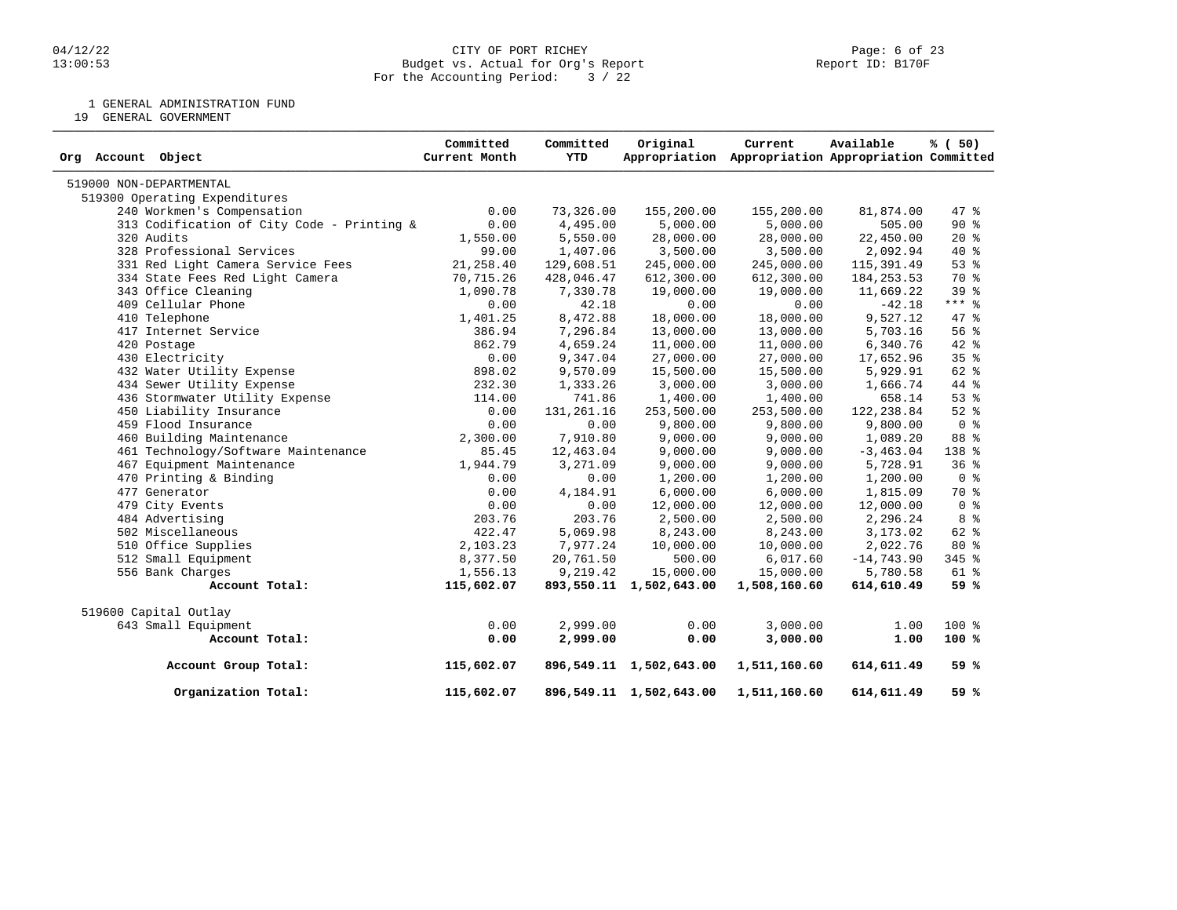CITY OF PORT RICHEY
Budget vs. Actual for Org's Report
For the Accounting Period: 3 / 22

Report ID: B170F

1 GENERAL ADMINISTRATION FUND
19 GENERAL GOVERNMENT

| Org Account Object | Committed Current Month | Committed YTD | Original Appropriation | Current Appropriation | Available Appropriation | % ( 50) Committed |
|---|---|---|---|---|---|---|
| 519000 NON-DEPARTMENTAL | | | | | | |
| 519300 Operating Expenditures | | | | | | |
| 240 Workmen's Compensation | 0.00 | 73,326.00 | 155,200.00 | 155,200.00 | 81,874.00 | 47 % |
| 313 Codification of City Code - Printing & | 0.00 | 4,495.00 | 5,000.00 | 5,000.00 | 505.00 | 90 % |
| 320 Audits | 1,550.00 | 5,550.00 | 28,000.00 | 28,000.00 | 22,450.00 | 20 % |
| 328 Professional Services | 99.00 | 1,407.06 | 3,500.00 | 3,500.00 | 2,092.94 | 40 % |
| 331 Red Light Camera Service Fees | 21,258.40 | 129,608.51 | 245,000.00 | 245,000.00 | 115,391.49 | 53 % |
| 334 State Fees Red Light Camera | 70,715.26 | 428,046.47 | 612,300.00 | 612,300.00 | 184,253.53 | 70 % |
| 343 Office Cleaning | 1,090.78 | 7,330.78 | 19,000.00 | 19,000.00 | 11,669.22 | 39 % |
| 409 Cellular Phone | 0.00 | 42.18 | 0.00 | 0.00 | -42.18 | *** % |
| 410 Telephone | 1,401.25 | 8,472.88 | 18,000.00 | 18,000.00 | 9,527.12 | 47 % |
| 417 Internet Service | 386.94 | 7,296.84 | 13,000.00 | 13,000.00 | 5,703.16 | 56 % |
| 420 Postage | 862.79 | 4,659.24 | 11,000.00 | 11,000.00 | 6,340.76 | 42 % |
| 430 Electricity | 0.00 | 9,347.04 | 27,000.00 | 27,000.00 | 17,652.96 | 35 % |
| 432 Water Utility Expense | 898.02 | 9,570.09 | 15,500.00 | 15,500.00 | 5,929.91 | 62 % |
| 434 Sewer Utility Expense | 232.30 | 1,333.26 | 3,000.00 | 3,000.00 | 1,666.74 | 44 % |
| 436 Stormwater Utility Expense | 114.00 | 741.86 | 1,400.00 | 1,400.00 | 658.14 | 53 % |
| 450 Liability Insurance | 0.00 | 131,261.16 | 253,500.00 | 253,500.00 | 122,238.84 | 52 % |
| 459 Flood Insurance | 0.00 | 0.00 | 9,800.00 | 9,800.00 | 9,800.00 | 0 % |
| 460 Building Maintenance | 2,300.00 | 7,910.80 | 9,000.00 | 9,000.00 | 1,089.20 | 88 % |
| 461 Technology/Software Maintenance | 85.45 | 12,463.04 | 9,000.00 | 9,000.00 | -3,463.04 | 138 % |
| 467 Equipment Maintenance | 1,944.79 | 3,271.09 | 9,000.00 | 9,000.00 | 5,728.91 | 36 % |
| 470 Printing & Binding | 0.00 | 0.00 | 1,200.00 | 1,200.00 | 1,200.00 | 0 % |
| 477 Generator | 0.00 | 4,184.91 | 6,000.00 | 6,000.00 | 1,815.09 | 70 % |
| 479 City Events | 0.00 | 0.00 | 12,000.00 | 12,000.00 | 12,000.00 | 0 % |
| 484 Advertising | 203.76 | 203.76 | 2,500.00 | 2,500.00 | 2,296.24 | 8 % |
| 502 Miscellaneous | 422.47 | 5,069.98 | 8,243.00 | 8,243.00 | 3,173.02 | 62 % |
| 510 Office Supplies | 2,103.23 | 7,977.24 | 10,000.00 | 10,000.00 | 2,022.76 | 80 % |
| 512 Small Equipment | 8,377.50 | 20,761.50 | 500.00 | 6,017.60 | -14,743.90 | 345 % |
| 556 Bank Charges | 1,556.13 | 9,219.42 | 15,000.00 | 15,000.00 | 5,780.58 | 61 % |
| **Account Total:** | **115,602.07** | **893,550.11** | **1,502,643.00** | **1,508,160.60** | **614,610.49** | **59 %** |
| 519600 Capital Outlay | | | | | | |
| 643 Small Equipment | 0.00 | 2,999.00 | 0.00 | 3,000.00 | 1.00 | 100 % |
| **Account Total:** | **0.00** | **2,999.00** | **0.00** | **3,000.00** | **1.00** | **100 %** |
| **Account Group Total:** | **115,602.07** | **896,549.11** | **1,502,643.00** | **1,511,160.60** | **614,611.49** | **59 %** |
| **Organization Total:** | **115,602.07** | **896,549.11** | **1,502,643.00** | **1,511,160.60** | **614,611.49** | **59 %** |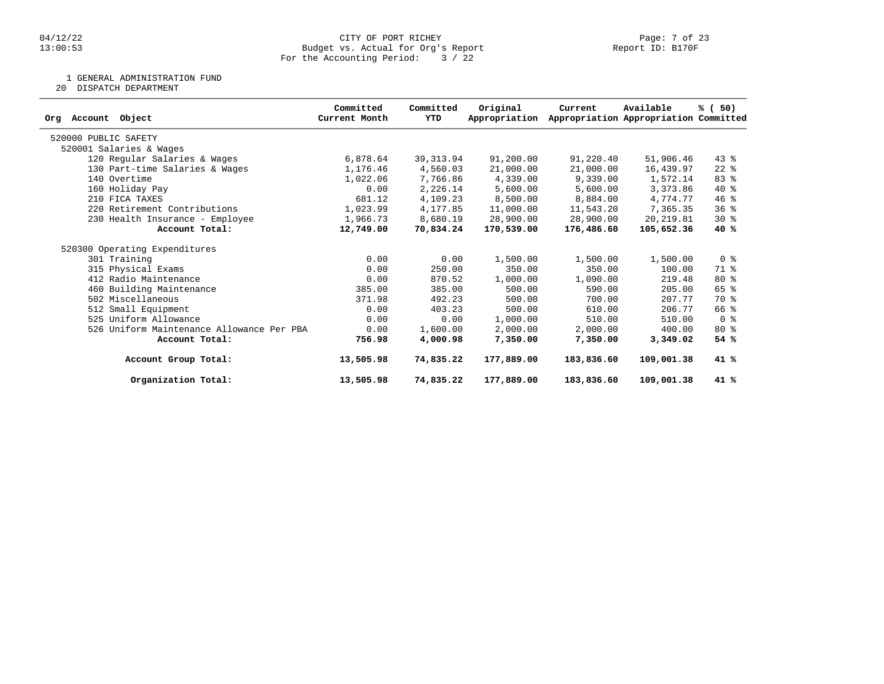CITY OF PORT RICHEY
Budget vs. Actual for Org's Report
For the Accounting Period: 3 / 22

1 GENERAL ADMINISTRATION FUND
20 DISPATCH DEPARTMENT

| Org Account Object | Committed Current Month | Committed YTD | Original Appropriation | Current Appropriation | Available Appropriation | % ( 50) Committed |
|---|---|---|---|---|---|---|
| 520000 PUBLIC SAFETY | | | | | | |
| 520001 Salaries & Wages | | | | | | |
| 120 Regular Salaries & Wages | 6,878.64 | 39,313.94 | 91,200.00 | 91,220.40 | 51,906.46 | 43 % |
| 130 Part-time Salaries & Wages | 1,176.46 | 4,560.03 | 21,000.00 | 21,000.00 | 16,439.97 | 22 % |
| 140 Overtime | 1,022.06 | 7,766.86 | 4,339.00 | 9,339.00 | 1,572.14 | 83 % |
| 160 Holiday Pay | 0.00 | 2,226.14 | 5,600.00 | 5,600.00 | 3,373.86 | 40 % |
| 210 FICA TAXES | 681.12 | 4,109.23 | 8,500.00 | 8,884.00 | 4,774.77 | 46 % |
| 220 Retirement Contributions | 1,023.99 | 4,177.85 | 11,000.00 | 11,543.20 | 7,365.35 | 36 % |
| 230 Health Insurance - Employee | 1,966.73 | 8,680.19 | 28,900.00 | 28,900.00 | 20,219.81 | 30 % |
| **Account Total:** | **12,749.00** | **70,834.24** | **170,539.00** | **176,486.60** | **105,652.36** | **40 %** |
| 520300 Operating Expenditures | | | | | | |
| 301 Training | 0.00 | 0.00 | 1,500.00 | 1,500.00 | 1,500.00 | 0 % |
| 315 Physical Exams | 0.00 | 250.00 | 350.00 | 350.00 | 100.00 | 71 % |
| 412 Radio Maintenance | 0.00 | 870.52 | 1,000.00 | 1,090.00 | 219.48 | 80 % |
| 460 Building Maintenance | 385.00 | 385.00 | 500.00 | 590.00 | 205.00 | 65 % |
| 502 Miscellaneous | 371.98 | 492.23 | 500.00 | 700.00 | 207.77 | 70 % |
| 512 Small Equipment | 0.00 | 403.23 | 500.00 | 610.00 | 206.77 | 66 % |
| 525 Uniform Allowance | 0.00 | 0.00 | 1,000.00 | 510.00 | 510.00 | 0 % |
| 526 Uniform Maintenance Allowance Per PBA | 0.00 | 1,600.00 | 2,000.00 | 2,000.00 | 400.00 | 80 % |
| **Account Total:** | **756.98** | **4,000.98** | **7,350.00** | **7,350.00** | **3,349.02** | **54 %** |
| **Account Group Total:** | **13,505.98** | **74,835.22** | **177,889.00** | **183,836.60** | **109,001.38** | **41 %** |
| **Organization Total:** | **13,505.98** | **74,835.22** | **177,889.00** | **183,836.60** | **109,001.38** | **41 %** |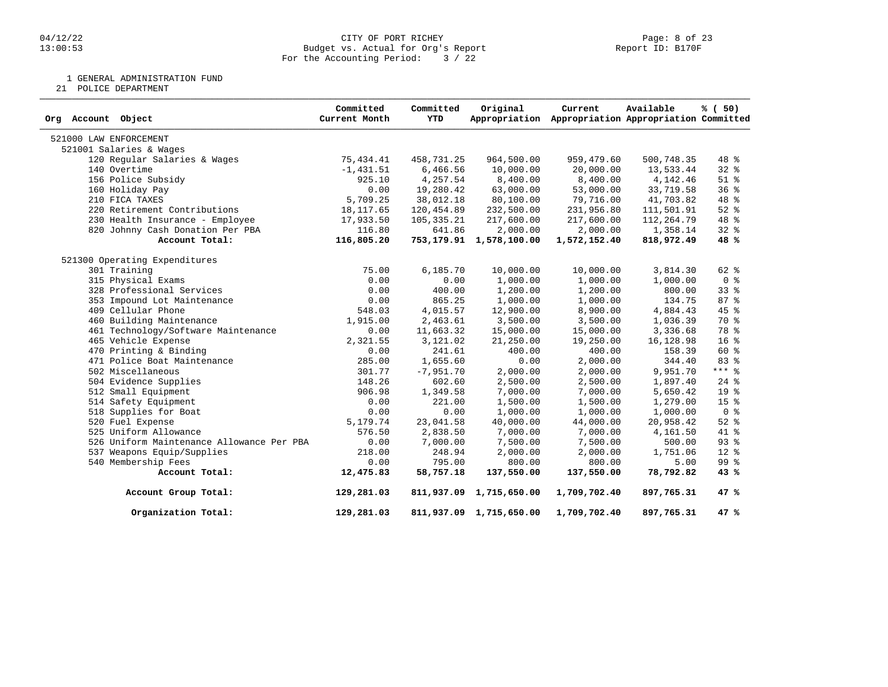CITY OF PORT RICHEY
Budget vs. Actual for Org's Report
For the Accounting Period: 3 / 22

04/12/22
13:00:53

Report ID: B170F

1 GENERAL ADMINISTRATION FUND
21 POLICE DEPARTMENT

| Org Account Object | Committed Current Month | Committed YTD | Original Appropriation | Current Appropriation | Available Appropriation | % ( 50) Committed |
|---|---|---|---|---|---|---|
| 521000 LAW ENFORCEMENT | | | | | | |
| 521001 Salaries & Wages | | | | | | |
| 120 Regular Salaries & Wages | 75,434.41 | 458,731.25 | 964,500.00 | 959,479.60 | 500,748.35 | 48 % |
| 140 Overtime | -1,431.51 | 6,466.56 | 10,000.00 | 20,000.00 | 13,533.44 | 32 % |
| 156 Police Subsidy | 925.10 | 4,257.54 | 8,400.00 | 8,400.00 | 4,142.46 | 51 % |
| 160 Holiday Pay | 0.00 | 19,280.42 | 63,000.00 | 53,000.00 | 33,719.58 | 36 % |
| 210 FICA TAXES | 5,709.25 | 38,012.18 | 80,100.00 | 79,716.00 | 41,703.82 | 48 % |
| 220 Retirement Contributions | 18,117.65 | 120,454.89 | 232,500.00 | 231,956.80 | 111,501.91 | 52 % |
| 230 Health Insurance - Employee | 17,933.50 | 105,335.21 | 217,600.00 | 217,600.00 | 112,264.79 | 48 % |
| 820 Johnny Cash Donation Per PBA | 116.80 | 641.86 | 2,000.00 | 2,000.00 | 1,358.14 | 32 % |
| **Account Total:** | **116,805.20** | **753,179.91** | **1,578,100.00** | **1,572,152.40** | **818,972.49** | **48 %** |
| 521300 Operating Expenditures | | | | | | |
| 301 Training | 75.00 | 6,185.70 | 10,000.00 | 10,000.00 | 3,814.30 | 62 % |
| 315 Physical Exams | 0.00 | 0.00 | 1,000.00 | 1,000.00 | 1,000.00 | 0 % |
| 328 Professional Services | 0.00 | 400.00 | 1,200.00 | 1,200.00 | 800.00 | 33 % |
| 353 Impound Lot Maintenance | 0.00 | 865.25 | 1,000.00 | 1,000.00 | 134.75 | 87 % |
| 409 Cellular Phone | 548.03 | 4,015.57 | 12,900.00 | 8,900.00 | 4,884.43 | 45 % |
| 460 Building Maintenance | 1,915.00 | 2,463.61 | 3,500.00 | 3,500.00 | 1,036.39 | 70 % |
| 461 Technology/Software Maintenance | 0.00 | 11,663.32 | 15,000.00 | 15,000.00 | 3,336.68 | 78 % |
| 465 Vehicle Expense | 2,321.55 | 3,121.02 | 21,250.00 | 19,250.00 | 16,128.98 | 16 % |
| 470 Printing & Binding | 0.00 | 241.61 | 400.00 | 400.00 | 158.39 | 60 % |
| 471 Police Boat Maintenance | 285.00 | 1,655.60 | 0.00 | 2,000.00 | 344.40 | 83 % |
| 502 Miscellaneous | 301.77 | -7,951.70 | 2,000.00 | 2,000.00 | 9,951.70 | *** % |
| 504 Evidence Supplies | 148.26 | 602.60 | 2,500.00 | 2,500.00 | 1,897.40 | 24 % |
| 512 Small Equipment | 906.98 | 1,349.58 | 7,000.00 | 7,000.00 | 5,650.42 | 19 % |
| 514 Safety Equipment | 0.00 | 221.00 | 1,500.00 | 1,500.00 | 1,279.00 | 15 % |
| 518 Supplies for Boat | 0.00 | 0.00 | 1,000.00 | 1,000.00 | 1,000.00 | 0 % |
| 520 Fuel Expense | 5,179.74 | 23,041.58 | 40,000.00 | 44,000.00 | 20,958.42 | 52 % |
| 525 Uniform Allowance | 576.50 | 2,838.50 | 7,000.00 | 7,000.00 | 4,161.50 | 41 % |
| 526 Uniform Maintenance Allowance Per PBA | 0.00 | 7,000.00 | 7,500.00 | 7,500.00 | 500.00 | 93 % |
| 537 Weapons Equip/Supplies | 218.00 | 248.94 | 2,000.00 | 2,000.00 | 1,751.06 | 12 % |
| 540 Membership Fees | 0.00 | 795.00 | 800.00 | 800.00 | 5.00 | 99 % |
| **Account Total:** | **12,475.83** | **58,757.18** | **137,550.00** | **137,550.00** | **78,792.82** | **43 %** |
| **Account Group Total:** | **129,281.03** | **811,937.09** | **1,715,650.00** | **1,709,702.40** | **897,765.31** | **47 %** |
| **Organization Total:** | **129,281.03** | **811,937.09** | **1,715,650.00** | **1,709,702.40** | **897,765.31** | **47 %** |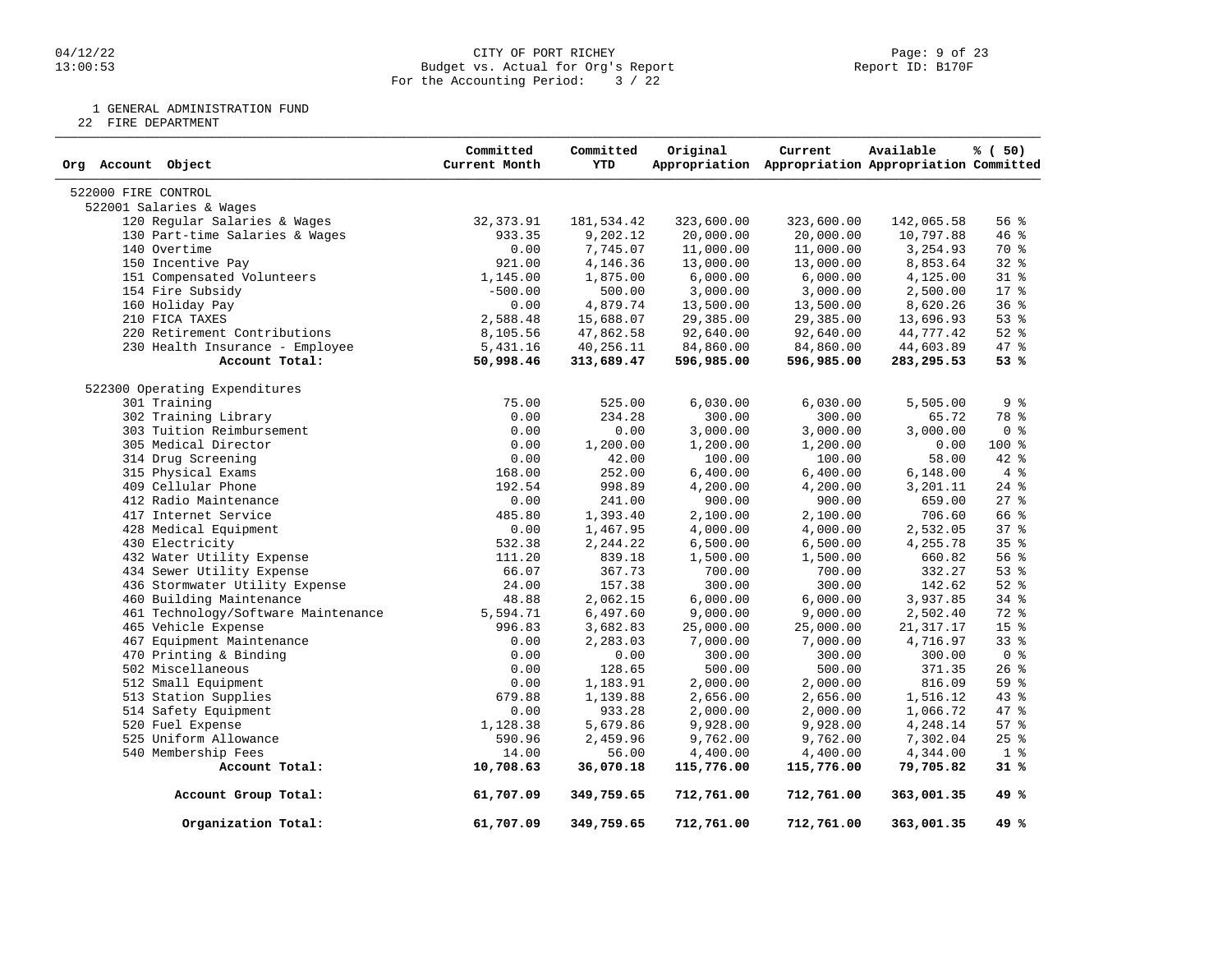CITY OF PORT RICHEY
Budget vs. Actual for Org's Report
For the Accounting Period: 3 / 22

04/12/22
13:00:53

Report ID: B170F

1 GENERAL ADMINISTRATION FUND
22 FIRE DEPARTMENT

| Org Account Object | Committed Current Month | Committed YTD | Original Appropriation | Current Appropriation | Available Appropriation | % ( 50) Committed |
|---|---|---|---|---|---|---|
| 522000 FIRE CONTROL | | | | | | |
| 522001 Salaries & Wages | | | | | | |
| 120 Regular Salaries & Wages | 32,373.91 | 181,534.42 | 323,600.00 | 323,600.00 | 142,065.58 | 56 % |
| 130 Part-time Salaries & Wages | 933.35 | 9,202.12 | 20,000.00 | 20,000.00 | 10,797.88 | 46 % |
| 140 Overtime | 0.00 | 7,745.07 | 11,000.00 | 11,000.00 | 3,254.93 | 70 % |
| 150 Incentive Pay | 921.00 | 4,146.36 | 13,000.00 | 13,000.00 | 8,853.64 | 32 % |
| 151 Compensated Volunteers | 1,145.00 | 1,875.00 | 6,000.00 | 6,000.00 | 4,125.00 | 31 % |
| 154 Fire Subsidy | -500.00 | 500.00 | 3,000.00 | 3,000.00 | 2,500.00 | 17 % |
| 160 Holiday Pay | 0.00 | 4,879.74 | 13,500.00 | 13,500.00 | 8,620.26 | 36 % |
| 210 FICA TAXES | 2,588.48 | 15,688.07 | 29,385.00 | 29,385.00 | 13,696.93 | 53 % |
| 220 Retirement Contributions | 8,105.56 | 47,862.58 | 92,640.00 | 92,640.00 | 44,777.42 | 52 % |
| 230 Health Insurance - Employee | 5,431.16 | 40,256.11 | 84,860.00 | 84,860.00 | 44,603.89 | 47 % |
| **Account Total:** | **50,998.46** | **313,689.47** | **596,985.00** | **596,985.00** | **283,295.53** | **53 %** |
| 522300 Operating Expenditures | | | | | | |
| 301 Training | 75.00 | 525.00 | 6,030.00 | 6,030.00 | 5,505.00 | 9 % |
| 302 Training Library | 0.00 | 234.28 | 300.00 | 300.00 | 65.72 | 78 % |
| 303 Tuition Reimbursement | 0.00 | 0.00 | 3,000.00 | 3,000.00 | 3,000.00 | 0 % |
| 305 Medical Director | 0.00 | 1,200.00 | 1,200.00 | 1,200.00 | 0.00 | 100 % |
| 314 Drug Screening | 0.00 | 42.00 | 100.00 | 100.00 | 58.00 | 42 % |
| 315 Physical Exams | 168.00 | 252.00 | 6,400.00 | 6,400.00 | 6,148.00 | 4 % |
| 409 Cellular Phone | 192.54 | 998.89 | 4,200.00 | 4,200.00 | 3,201.11 | 24 % |
| 412 Radio Maintenance | 0.00 | 241.00 | 900.00 | 900.00 | 659.00 | 27 % |
| 417 Internet Service | 485.80 | 1,393.40 | 2,100.00 | 2,100.00 | 706.60 | 66 % |
| 428 Medical Equipment | 0.00 | 1,467.95 | 4,000.00 | 4,000.00 | 2,532.05 | 37 % |
| 430 Electricity | 532.38 | 2,244.22 | 6,500.00 | 6,500.00 | 4,255.78 | 35 % |
| 432 Water Utility Expense | 111.20 | 839.18 | 1,500.00 | 1,500.00 | 660.82 | 56 % |
| 434 Sewer Utility Expense | 66.07 | 367.73 | 700.00 | 700.00 | 332.27 | 53 % |
| 436 Stormwater Utility Expense | 24.00 | 157.38 | 300.00 | 300.00 | 142.62 | 52 % |
| 460 Building Maintenance | 48.88 | 2,062.15 | 6,000.00 | 6,000.00 | 3,937.85 | 34 % |
| 461 Technology/Software Maintenance | 5,594.71 | 6,497.60 | 9,000.00 | 9,000.00 | 2,502.40 | 72 % |
| 465 Vehicle Expense | 996.83 | 3,682.83 | 25,000.00 | 25,000.00 | 21,317.17 | 15 % |
| 467 Equipment Maintenance | 0.00 | 2,283.03 | 7,000.00 | 7,000.00 | 4,716.97 | 33 % |
| 470 Printing & Binding | 0.00 | 0.00 | 300.00 | 300.00 | 300.00 | 0 % |
| 502 Miscellaneous | 0.00 | 128.65 | 500.00 | 500.00 | 371.35 | 26 % |
| 512 Small Equipment | 0.00 | 1,183.91 | 2,000.00 | 2,000.00 | 816.09 | 59 % |
| 513 Station Supplies | 679.88 | 1,139.88 | 2,656.00 | 2,656.00 | 1,516.12 | 43 % |
| 514 Safety Equipment | 0.00 | 933.28 | 2,000.00 | 2,000.00 | 1,066.72 | 47 % |
| 520 Fuel Expense | 1,128.38 | 5,679.86 | 9,928.00 | 9,928.00 | 4,248.14 | 57 % |
| 525 Uniform Allowance | 590.96 | 2,459.96 | 9,762.00 | 9,762.00 | 7,302.04 | 25 % |
| 540 Membership Fees | 14.00 | 56.00 | 4,400.00 | 4,400.00 | 4,344.00 | 1 % |
| **Account Total:** | **10,708.63** | **36,070.18** | **115,776.00** | **115,776.00** | **79,705.82** | **31 %** |
| **Account Group Total:** | **61,707.09** | **349,759.65** | **712,761.00** | **712,761.00** | **363,001.35** | **49 %** |
| **Organization Total:** | **61,707.09** | **349,759.65** | **712,761.00** | **712,761.00** | **363,001.35** | **49 %** |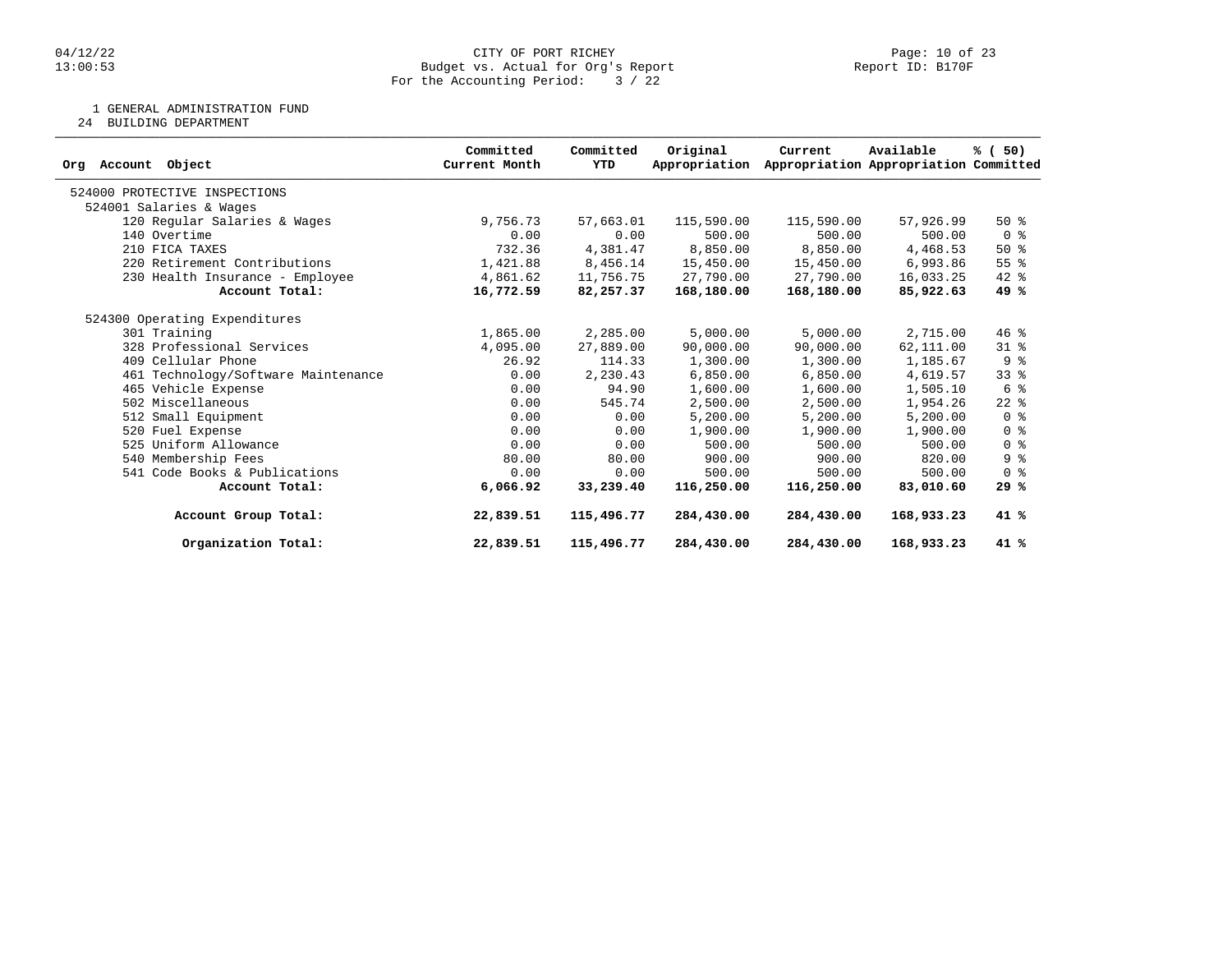CITY OF PORT RICHEY
Budget vs. Actual for Org's Report
For the Accounting Period: 3 / 22

Report ID: B170F

1 GENERAL ADMINISTRATION FUND
24 BUILDING DEPARTMENT

| Org Account Object | Committed Current Month | Committed YTD | Original Appropriation | Current Appropriation | Available Appropriation | % ( 50) Committed |
|---|---|---|---|---|---|---|
| 524000 PROTECTIVE INSPECTIONS | | | | | | |
| 524001 Salaries & Wages | | | | | | |
| 120 Regular Salaries & Wages | 9,756.73 | 57,663.01 | 115,590.00 | 115,590.00 | 57,926.99 | 50 % |
| 140 Overtime | 0.00 | 0.00 | 500.00 | 500.00 | 500.00 | 0 % |
| 210 FICA TAXES | 732.36 | 4,381.47 | 8,850.00 | 8,850.00 | 4,468.53 | 50 % |
| 220 Retirement Contributions | 1,421.88 | 8,456.14 | 15,450.00 | 15,450.00 | 6,993.86 | 55 % |
| 230 Health Insurance - Employee | 4,861.62 | 11,756.75 | 27,790.00 | 27,790.00 | 16,033.25 | 42 % |
| **Account Total:** | **16,772.59** | **82,257.37** | **168,180.00** | **168,180.00** | **85,922.63** | **49 %** |
| 524300 Operating Expenditures | | | | | | |
| 301 Training | 1,865.00 | 2,285.00 | 5,000.00 | 5,000.00 | 2,715.00 | 46 % |
| 328 Professional Services | 4,095.00 | 27,889.00 | 90,000.00 | 90,000.00 | 62,111.00 | 31 % |
| 409 Cellular Phone | 26.92 | 114.33 | 1,300.00 | 1,300.00 | 1,185.67 | 9 % |
| 461 Technology/Software Maintenance | 0.00 | 2,230.43 | 6,850.00 | 6,850.00 | 4,619.57 | 33 % |
| 465 Vehicle Expense | 0.00 | 94.90 | 1,600.00 | 1,600.00 | 1,505.10 | 6 % |
| 502 Miscellaneous | 0.00 | 545.74 | 2,500.00 | 2,500.00 | 1,954.26 | 22 % |
| 512 Small Equipment | 0.00 | 0.00 | 5,200.00 | 5,200.00 | 5,200.00 | 0 % |
| 520 Fuel Expense | 0.00 | 0.00 | 1,900.00 | 1,900.00 | 1,900.00 | 0 % |
| 525 Uniform Allowance | 0.00 | 0.00 | 500.00 | 500.00 | 500.00 | 0 % |
| 540 Membership Fees | 80.00 | 80.00 | 900.00 | 900.00 | 820.00 | 9 % |
| 541 Code Books & Publications | 0.00 | 0.00 | 500.00 | 500.00 | 500.00 | 0 % |
| **Account Total:** | **6,066.92** | **33,239.40** | **116,250.00** | **116,250.00** | **83,010.60** | **29 %** |
| **Account Group Total:** | **22,839.51** | **115,496.77** | **284,430.00** | **284,430.00** | **168,933.23** | **41 %** |
| **Organization Total:** | **22,839.51** | **115,496.77** | **284,430.00** | **284,430.00** | **168,933.23** | **41 %** |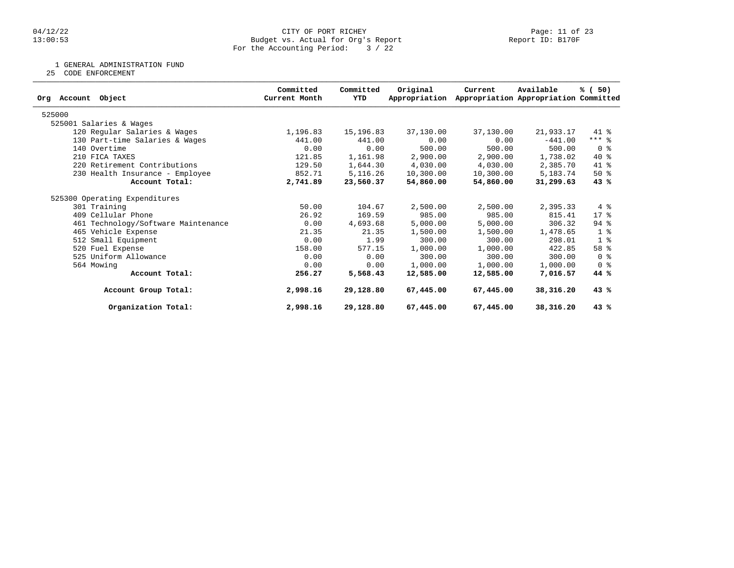CITY OF PORT RICHEY
Budget vs. Actual for Org's Report
For the Accounting Period: 3 / 22

1 GENERAL ADMINISTRATION FUND
25 CODE ENFORCEMENT

| Org Account Object | Committed Current Month | Committed YTD | Original Appropriation | Current Appropriation | Available Appropriation | % ( 50) Committed |
|---|---|---|---|---|---|---|
| 525000 | | | | | | |
| 525001 Salaries & Wages | | | | | | |
| 120 Regular Salaries & Wages | 1,196.83 | 15,196.83 | 37,130.00 | 37,130.00 | 21,933.17 | 41 % |
| 130 Part-time Salaries & Wages | 441.00 | 441.00 | 0.00 | 0.00 | -441.00 | *** % |
| 140 Overtime | 0.00 | 0.00 | 500.00 | 500.00 | 500.00 | 0 % |
| 210 FICA TAXES | 121.85 | 1,161.98 | 2,900.00 | 2,900.00 | 1,738.02 | 40 % |
| 220 Retirement Contributions | 129.50 | 1,644.30 | 4,030.00 | 4,030.00 | 2,385.70 | 41 % |
| 230 Health Insurance - Employee | 852.71 | 5,116.26 | 10,300.00 | 10,300.00 | 5,183.74 | 50 % |
| **Account Total:** | **2,741.89** | **23,560.37** | **54,860.00** | **54,860.00** | **31,299.63** | **43 %** |
| 525300 Operating Expenditures | | | | | | |
| 301 Training | 50.00 | 104.67 | 2,500.00 | 2,500.00 | 2,395.33 | 4 % |
| 409 Cellular Phone | 26.92 | 169.59 | 985.00 | 985.00 | 815.41 | 17 % |
| 461 Technology/Software Maintenance | 0.00 | 4,693.68 | 5,000.00 | 5,000.00 | 306.32 | 94 % |
| 465 Vehicle Expense | 21.35 | 21.35 | 1,500.00 | 1,500.00 | 1,478.65 | 1 % |
| 512 Small Equipment | 0.00 | 1.99 | 300.00 | 300.00 | 298.01 | 1 % |
| 520 Fuel Expense | 158.00 | 577.15 | 1,000.00 | 1,000.00 | 422.85 | 58 % |
| 525 Uniform Allowance | 0.00 | 0.00 | 300.00 | 300.00 | 300.00 | 0 % |
| 564 Mowing | 0.00 | 0.00 | 1,000.00 | 1,000.00 | 1,000.00 | 0 % |
| **Account Total:** | **256.27** | **5,568.43** | **12,585.00** | **12,585.00** | **7,016.57** | **44 %** |
| **Account Group Total:** | **2,998.16** | **29,128.80** | **67,445.00** | **67,445.00** | **38,316.20** | **43 %** |
| **Organization Total:** | **2,998.16** | **29,128.80** | **67,445.00** | **67,445.00** | **38,316.20** | **43 %** |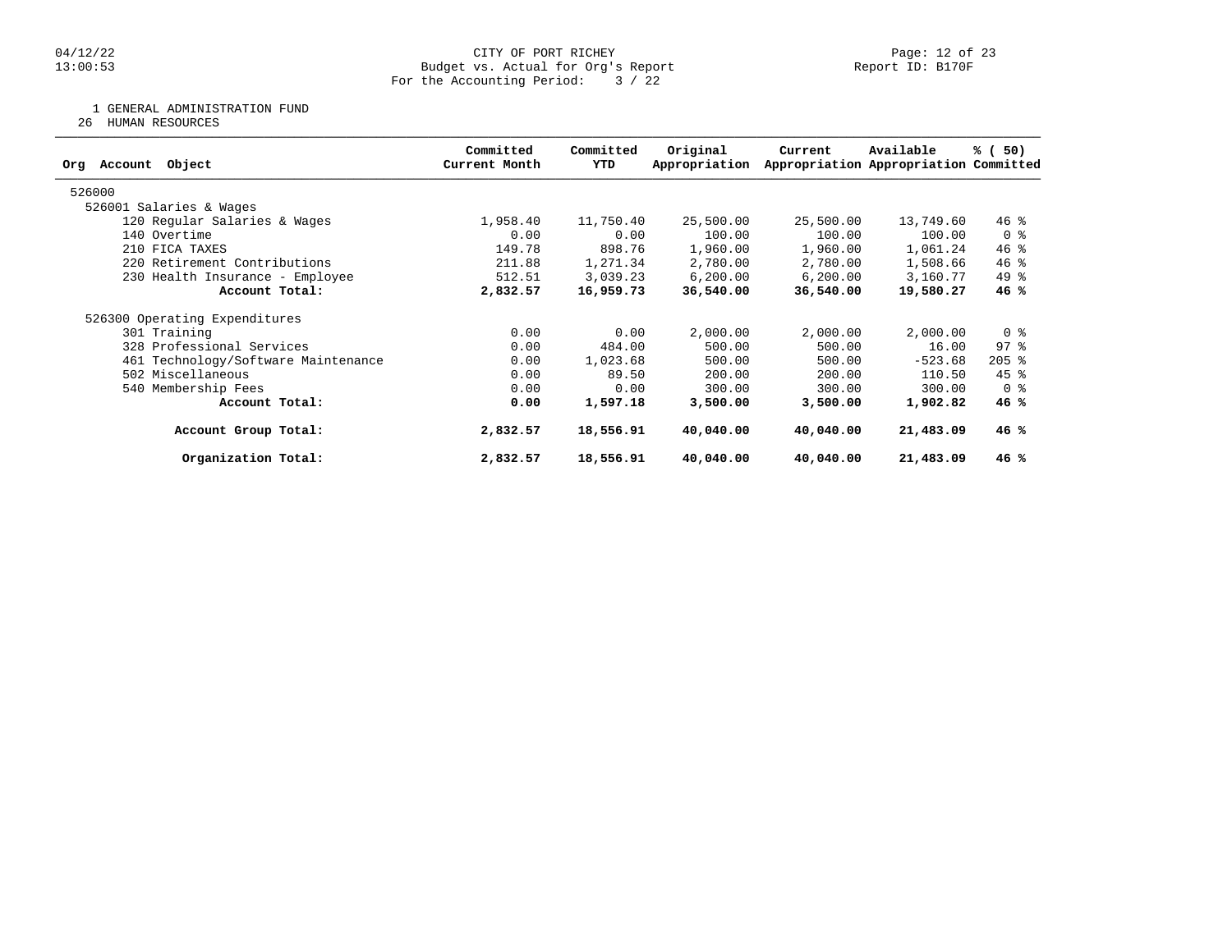CITY OF PORT RICHEY
Budget vs. Actual for Org's Report
For the Accounting Period: 3 / 22

Report ID: B170F

1 GENERAL ADMINISTRATION FUND
26 HUMAN RESOURCES

| Org Account Object | Committed Current Month | Committed YTD | Original Appropriation | Current Appropriation | Available Appropriation | % ( 50) Committed |
|---|---|---|---|---|---|---|
| 526000 | | | | | | |
| 526001 Salaries & Wages | | | | | | |
| 120 Regular Salaries & Wages | 1,958.40 | 11,750.40 | 25,500.00 | 25,500.00 | 13,749.60 | 46 % |
| 140 Overtime | 0.00 | 0.00 | 100.00 | 100.00 | 100.00 | 0 % |
| 210 FICA TAXES | 149.78 | 898.76 | 1,960.00 | 1,960.00 | 1,061.24 | 46 % |
| 220 Retirement Contributions | 211.88 | 1,271.34 | 2,780.00 | 2,780.00 | 1,508.66 | 46 % |
| 230 Health Insurance - Employee | 512.51 | 3,039.23 | 6,200.00 | 6,200.00 | 3,160.77 | 49 % |
| **Account Total:** | **2,832.57** | **16,959.73** | **36,540.00** | **36,540.00** | **19,580.27** | **46 %** |
| 526300 Operating Expenditures | | | | | | |
| 301 Training | 0.00 | 0.00 | 2,000.00 | 2,000.00 | 2,000.00 | 0 % |
| 328 Professional Services | 0.00 | 484.00 | 500.00 | 500.00 | 16.00 | 97 % |
| 461 Technology/Software Maintenance | 0.00 | 1,023.68 | 500.00 | 500.00 | -523.68 | 205 % |
| 502 Miscellaneous | 0.00 | 89.50 | 200.00 | 200.00 | 110.50 | 45 % |
| 540 Membership Fees | 0.00 | 0.00 | 300.00 | 300.00 | 300.00 | 0 % |
| **Account Total:** | **0.00** | **1,597.18** | **3,500.00** | **3,500.00** | **1,902.82** | **46 %** |
| **Account Group Total:** | **2,832.57** | **18,556.91** | **40,040.00** | **40,040.00** | **21,483.09** | **46 %** |
| **Organization Total:** | **2,832.57** | **18,556.91** | **40,040.00** | **40,040.00** | **21,483.09** | **46 %** |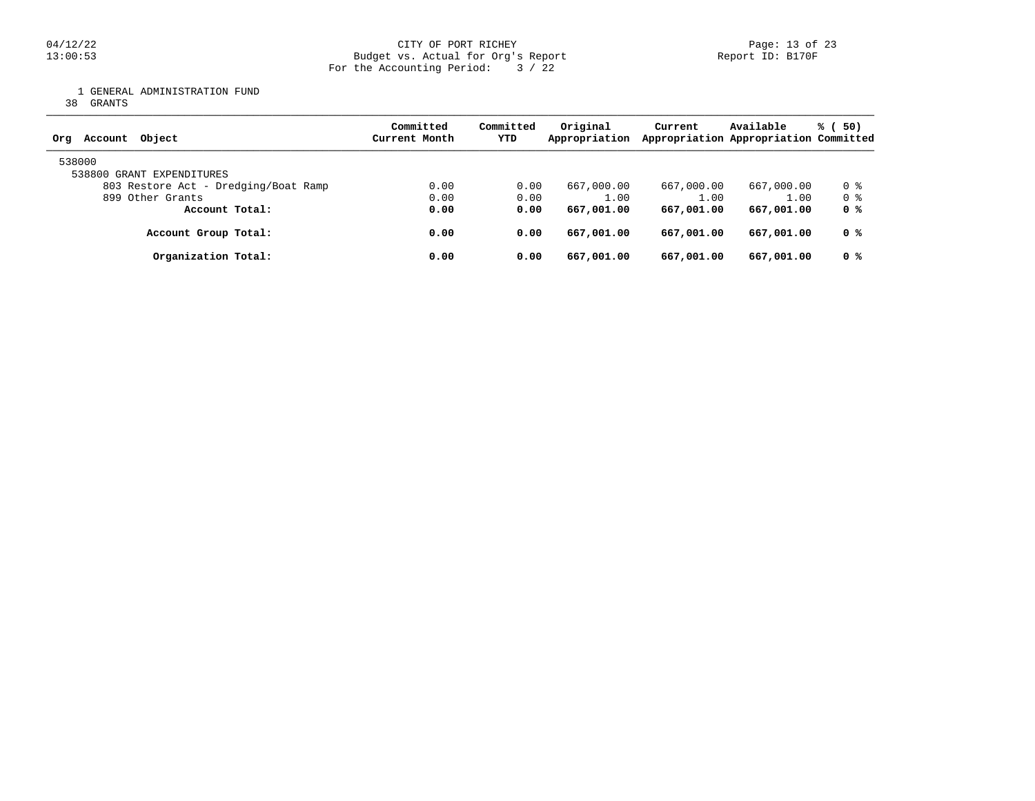1 GENERAL ADMINISTRATION FUND
38 GRANTS

| Org Account Object | Committed Current Month | Committed YTD | Original Appropriation | Current Appropriation | Available Appropriation | % ( 50) Committed |
|---|---|---|---|---|---|---|
| 538000 | | | | | | |
| 538800 GRANT EXPENDITURES | | | | | | |
| 803 Restore Act - Dredging/Boat Ramp | 0.00 | 0.00 | 667,000.00 | 667,000.00 | 667,000.00 | 0 % |
| 899 Other Grants | 0.00 | 0.00 | 1.00 | 1.00 | 1.00 | 0 % |
| **Account Total:** | **0.00** | **0.00** | **667,001.00** | **667,001.00** | **667,001.00** | **0 %** |
| **Account Group Total:** | **0.00** | **0.00** | **667,001.00** | **667,001.00** | **667,001.00** | **0 %** |
| **Organization Total:** | **0.00** | **0.00** | **667,001.00** | **667,001.00** | **667,001.00** | **0 %** |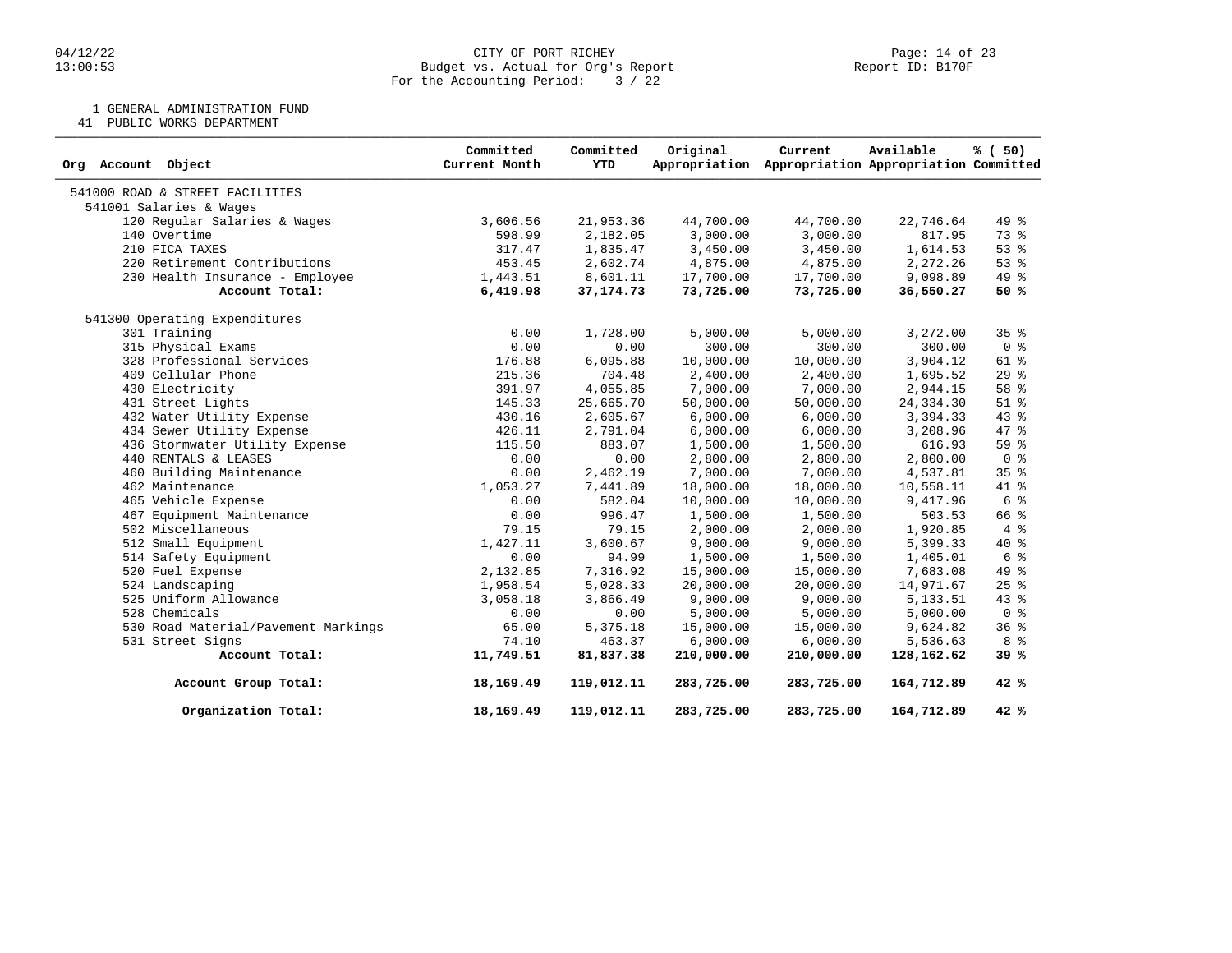CITY OF PORT RICHEY
Budget vs. Actual for Org's Report
For the Accounting Period: 3 / 22

1 GENERAL ADMINISTRATION FUND
41 PUBLIC WORKS DEPARTMENT

| Org Account Object | Committed Current Month | Committed YTD | Original Appropriation | Current Appropriation | Available Appropriation | % ( 50) Committed |
|---|---|---|---|---|---|---|
| 541000 ROAD & STREET FACILITIES | | | | | | |
| 541001 Salaries & Wages | | | | | | |
| 120 Regular Salaries & Wages | 3,606.56 | 21,953.36 | 44,700.00 | 44,700.00 | 22,746.64 | 49 % |
| 140 Overtime | 598.99 | 2,182.05 | 3,000.00 | 3,000.00 | 817.95 | 73 % |
| 210 FICA TAXES | 317.47 | 1,835.47 | 3,450.00 | 3,450.00 | 1,614.53 | 53 % |
| 220 Retirement Contributions | 453.45 | 2,602.74 | 4,875.00 | 4,875.00 | 2,272.26 | 53 % |
| 230 Health Insurance - Employee | 1,443.51 | 8,601.11 | 17,700.00 | 17,700.00 | 9,098.89 | 49 % |
| **Account Total:** | **6,419.98** | **37,174.73** | **73,725.00** | **73,725.00** | **36,550.27** | **50 %** |
| 541300 Operating Expenditures | | | | | | |
| 301 Training | 0.00 | 1,728.00 | 5,000.00 | 5,000.00 | 3,272.00 | 35 % |
| 315 Physical Exams | 0.00 | 0.00 | 300.00 | 300.00 | 300.00 | 0 % |
| 328 Professional Services | 176.88 | 6,095.88 | 10,000.00 | 10,000.00 | 3,904.12 | 61 % |
| 409 Cellular Phone | 215.36 | 704.48 | 2,400.00 | 2,400.00 | 1,695.52 | 29 % |
| 430 Electricity | 391.97 | 4,055.85 | 7,000.00 | 7,000.00 | 2,944.15 | 58 % |
| 431 Street Lights | 145.33 | 25,665.70 | 50,000.00 | 50,000.00 | 24,334.30 | 51 % |
| 432 Water Utility Expense | 430.16 | 2,605.67 | 6,000.00 | 6,000.00 | 3,394.33 | 43 % |
| 434 Sewer Utility Expense | 426.11 | 2,791.04 | 6,000.00 | 6,000.00 | 3,208.96 | 47 % |
| 436 Stormwater Utility Expense | 115.50 | 883.07 | 1,500.00 | 1,500.00 | 616.93 | 59 % |
| 440 RENTALS & LEASES | 0.00 | 0.00 | 2,800.00 | 2,800.00 | 2,800.00 | 0 % |
| 460 Building Maintenance | 0.00 | 2,462.19 | 7,000.00 | 7,000.00 | 4,537.81 | 35 % |
| 462 Maintenance | 1,053.27 | 7,441.89 | 18,000.00 | 18,000.00 | 10,558.11 | 41 % |
| 465 Vehicle Expense | 0.00 | 582.04 | 10,000.00 | 10,000.00 | 9,417.96 | 6 % |
| 467 Equipment Maintenance | 0.00 | 996.47 | 1,500.00 | 1,500.00 | 503.53 | 66 % |
| 502 Miscellaneous | 79.15 | 79.15 | 2,000.00 | 2,000.00 | 1,920.85 | 4 % |
| 512 Small Equipment | 1,427.11 | 3,600.67 | 9,000.00 | 9,000.00 | 5,399.33 | 40 % |
| 514 Safety Equipment | 0.00 | 94.99 | 1,500.00 | 1,500.00 | 1,405.01 | 6 % |
| 520 Fuel Expense | 2,132.85 | 7,316.92 | 15,000.00 | 15,000.00 | 7,683.08 | 49 % |
| 524 Landscaping | 1,958.54 | 5,028.33 | 20,000.00 | 20,000.00 | 14,971.67 | 25 % |
| 525 Uniform Allowance | 3,058.18 | 3,866.49 | 9,000.00 | 9,000.00 | 5,133.51 | 43 % |
| 528 Chemicals | 0.00 | 0.00 | 5,000.00 | 5,000.00 | 5,000.00 | 0 % |
| 530 Road Material/Pavement Markings | 65.00 | 5,375.18 | 15,000.00 | 15,000.00 | 9,624.82 | 36 % |
| 531 Street Signs | 74.10 | 463.37 | 6,000.00 | 6,000.00 | 5,536.63 | 8 % |
| **Account Total:** | **11,749.51** | **81,837.38** | **210,000.00** | **210,000.00** | **128,162.62** | **39 %** |
| **Account Group Total:** | **18,169.49** | **119,012.11** | **283,725.00** | **283,725.00** | **164,712.89** | **42 %** |
| **Organization Total:** | **18,169.49** | **119,012.11** | **283,725.00** | **283,725.00** | **164,712.89** | **42 %** |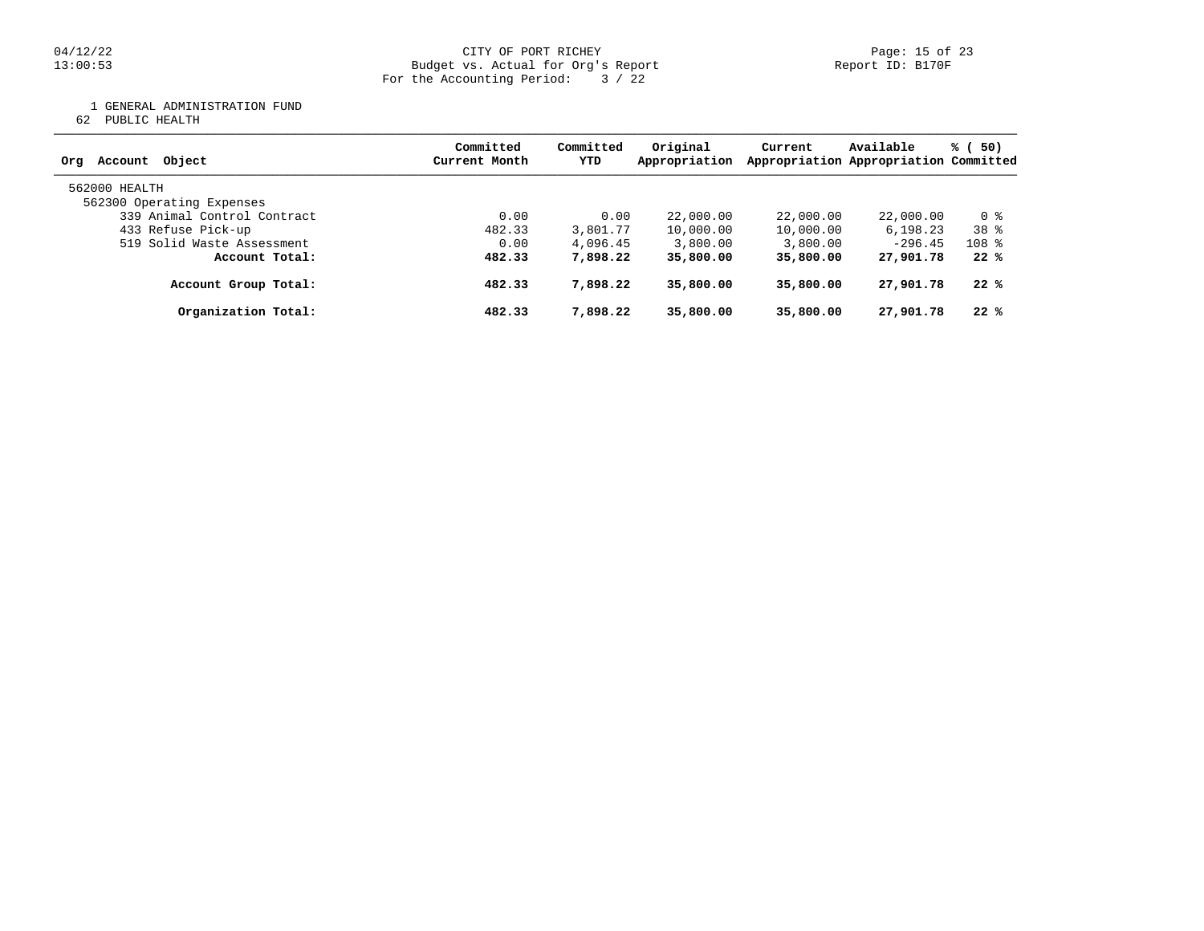CITY OF PORT RICHEY
Budget vs. Actual for Org's Report
For the Accounting Period: 3 / 22

Report ID: B170F

1 GENERAL ADMINISTRATION FUND
62 PUBLIC HEALTH

| Org Account Object | Committed Current Month | Committed YTD | Original Appropriation | Current Appropriation | Available Appropriation | % ( 50) Committed |
|---|---|---|---|---|---|---|
| 562000 HEALTH | | | | | | |
| 562300 Operating Expenses | | | | | | |
| 339 Animal Control Contract | 0.00 | 0.00 | 22,000.00 | 22,000.00 | 22,000.00 | 0 % |
| 433 Refuse Pick-up | 482.33 | 3,801.77 | 10,000.00 | 10,000.00 | 6,198.23 | 38 % |
| 519 Solid Waste Assessment | 0.00 | 4,096.45 | 3,800.00 | 3,800.00 | -296.45 | 108 % |
| **Account Total:** | **482.33** | **7,898.22** | **35,800.00** | **35,800.00** | **27,901.78** | **22 %** |
| **Account Group Total:** | **482.33** | **7,898.22** | **35,800.00** | **35,800.00** | **27,901.78** | **22 %** |
| **Organization Total:** | **482.33** | **7,898.22** | **35,800.00** | **35,800.00** | **27,901.78** | **22 %** |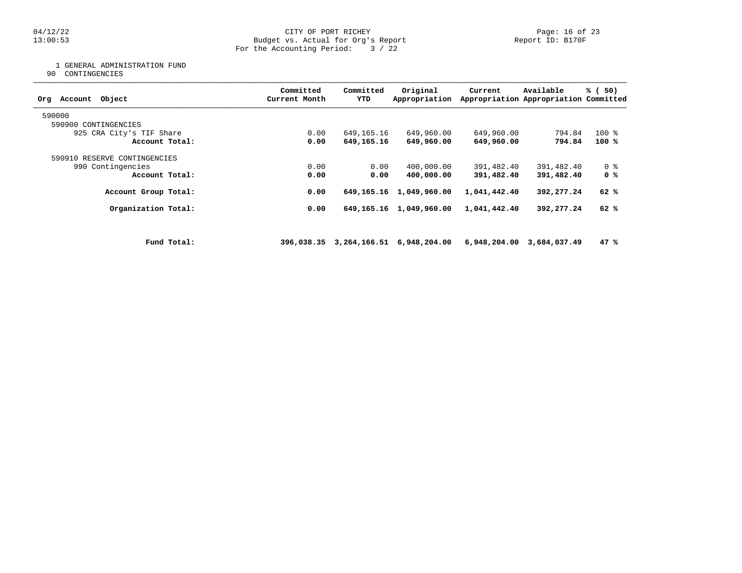1 GENERAL ADMINISTRATION FUND
90 CONTINGENCIES

| Org Account Object | Committed Current Month | Committed YTD | Original Appropriation | Current Appropriation | Available Appropriation | % ( 50) Committed |
|---|---|---|---|---|---|---|
| 590000 | | | | | | |
| 590900 CONTINGENCIES | | | | | | |
| 925 CRA City's TIF Share | 0.00 | 649,165.16 | 649,960.00 | 649,960.00 | 794.84 | 100 % |
| **Account Total:** | **0.00** | **649,165.16** | **649,960.00** | **649,960.00** | **794.84** | **100 %** |
| 590910 RESERVE CONTINGENCIES | | | | | | |
| 990 Contingencies | 0.00 | 0.00 | 400,000.00 | 391,482.40 | 391,482.40 | 0 % |
| **Account Total:** | **0.00** | **0.00** | **400,000.00** | **391,482.40** | **391,482.40** | **0 %** |
| **Account Group Total:** | **0.00** | **649,165.16** | **1,049,960.00** | **1,041,442.40** | **392,277.24** | **62 %** |
| **Organization Total:** | **0.00** | **649,165.16** | **1,049,960.00** | **1,041,442.40** | **392,277.24** | **62 %** |
| **Fund Total:** | **396,038.35** | **3,264,166.51** | **6,948,204.00** | **6,948,204.00** | **3,684,037.49** | **47 %** |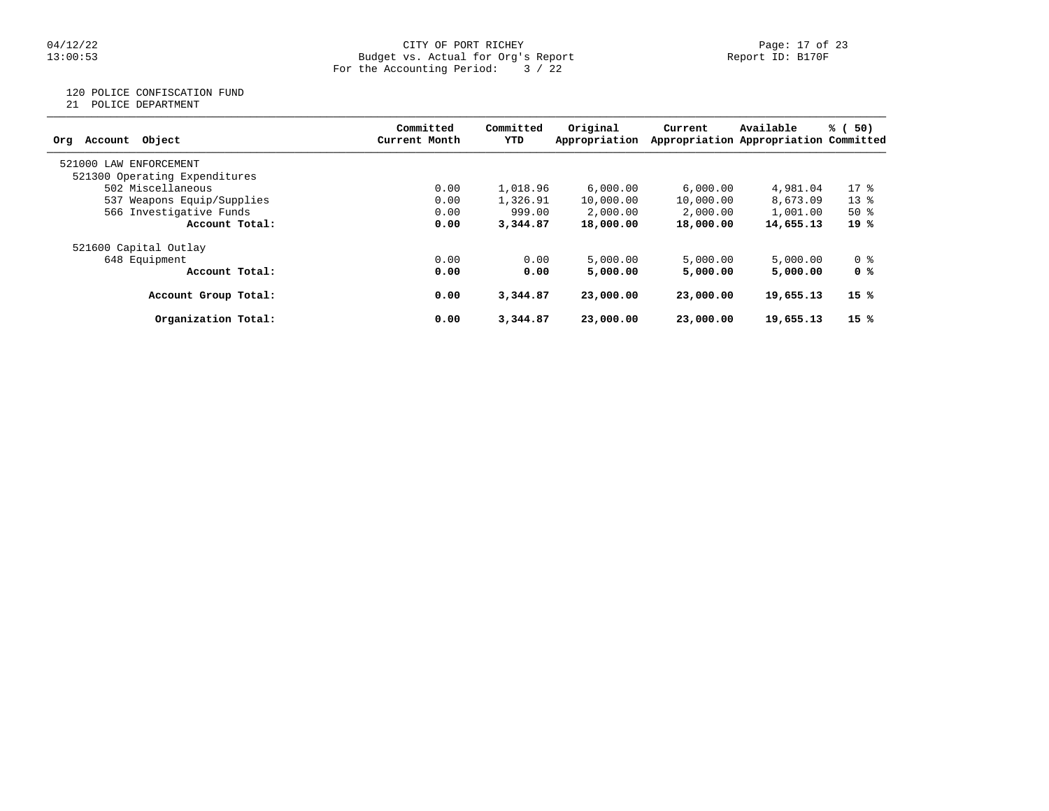CITY OF PORT RICHEY
Budget vs. Actual for Org's Report
For the Accounting Period: 3 / 22

04/12/22
13:00:53

Report ID: B170F

120 POLICE CONFISCATION FUND
21 POLICE DEPARTMENT

| Org Account Object | Committed Current Month | Committed YTD | Original Appropriation | Current Appropriation | Available Appropriation | % ( 50) Committed |
|---|---|---|---|---|---|---|
| 521000 LAW ENFORCEMENT | | | | | | |
| 521300 Operating Expenditures | | | | | | |
| 502 Miscellaneous | 0.00 | 1,018.96 | 6,000.00 | 6,000.00 | 4,981.04 | 17 % |
| 537 Weapons Equip/Supplies | 0.00 | 1,326.91 | 10,000.00 | 10,000.00 | 8,673.09 | 13 % |
| 566 Investigative Funds | 0.00 | 999.00 | 2,000.00 | 2,000.00 | 1,001.00 | 50 % |
| **Account Total:** | **0.00** | **3,344.87** | **18,000.00** | **18,000.00** | **14,655.13** | **19 %** |
| 521600 Capital Outlay | | | | | | |
| 648 Equipment | 0.00 | 0.00 | 5,000.00 | 5,000.00 | 5,000.00 | 0 % |
| **Account Total:** | **0.00** | **0.00** | **5,000.00** | **5,000.00** | **5,000.00** | **0 %** |
| **Account Group Total:** | **0.00** | **3,344.87** | **23,000.00** | **23,000.00** | **19,655.13** | **15 %** |
| **Organization Total:** | **0.00** | **3,344.87** | **23,000.00** | **23,000.00** | **19,655.13** | **15 %** |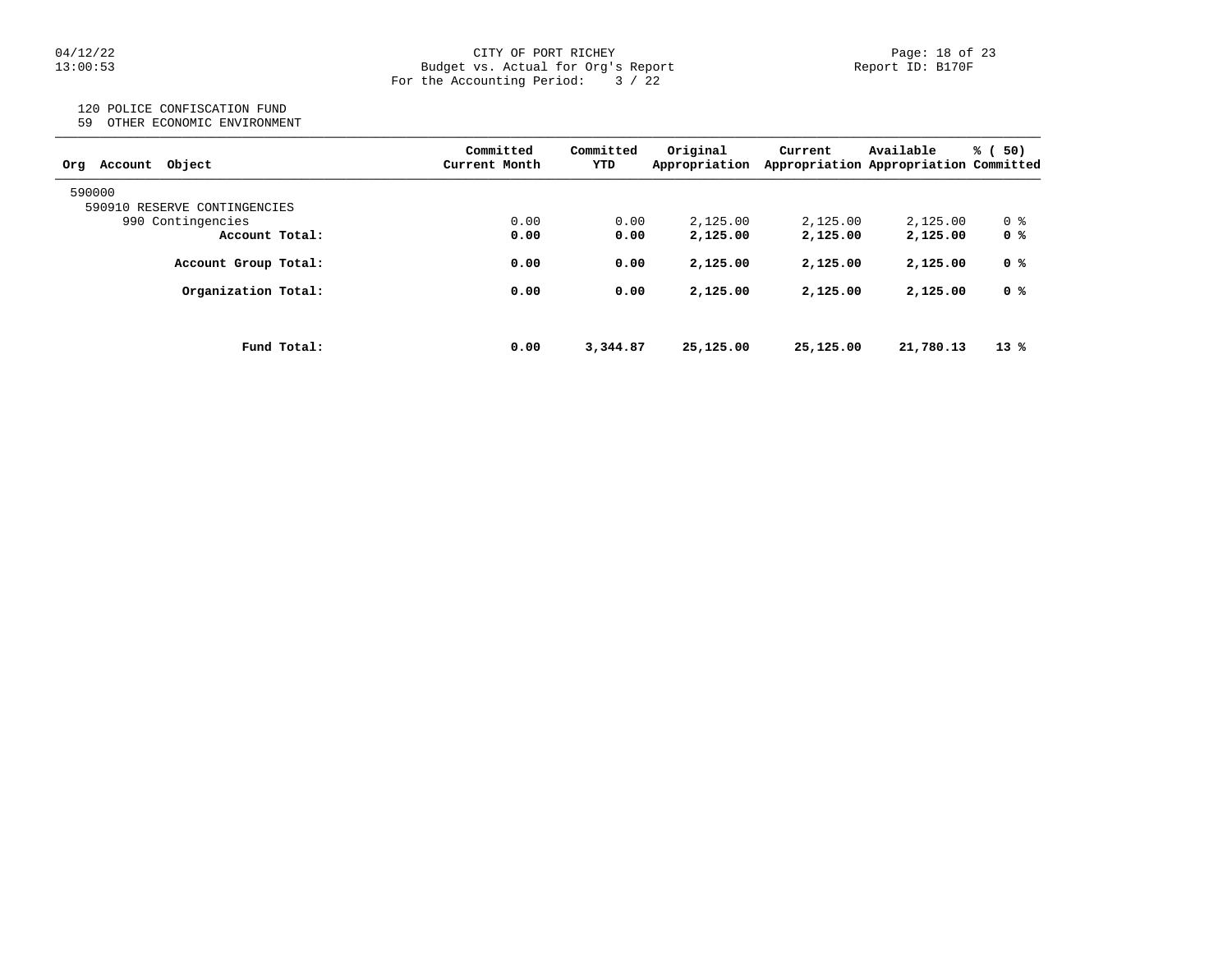CITY OF PORT RICHEY
Budget vs. Actual for Org's Report
For the Accounting Period: 3 / 22

Report ID: B170F

120 POLICE CONFISCATION FUND
59 OTHER ECONOMIC ENVIRONMENT

| Org Account Object | Committed Current Month | Committed YTD | Original Appropriation | Current Appropriation | Available Appropriation | % ( 50) Committed |
|---|---|---|---|---|---|---|
| 590000 | | | | | | |
| 590910 RESERVE CONTINGENCIES | | | | | | |
| 990 Contingencies | 0.00 | 0.00 | 2,125.00 | 2,125.00 | 2,125.00 | 0 % |
| **Account Total:** | **0.00** | **0.00** | **2,125.00** | **2,125.00** | **2,125.00** | **0 %** |
| **Account Group Total:** | **0.00** | **0.00** | **2,125.00** | **2,125.00** | **2,125.00** | **0 %** |
| **Organization Total:** | **0.00** | **0.00** | **2,125.00** | **2,125.00** | **2,125.00** | **0 %** |
| **Fund Total:** | **0.00** | **3,344.87** | **25,125.00** | **25,125.00** | **21,780.13** | **13 %** |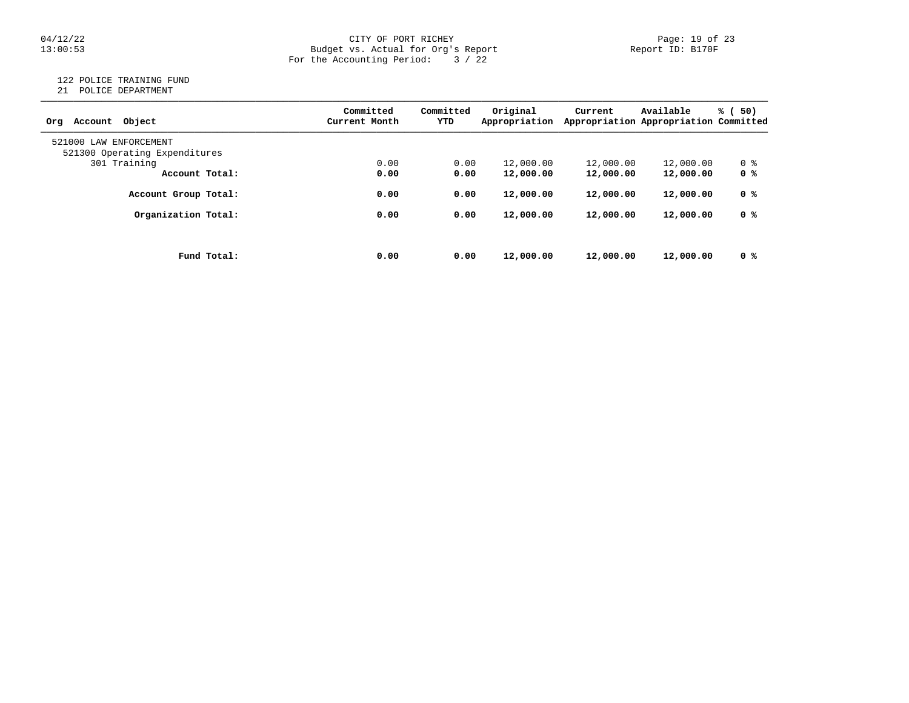CITY OF PORT RICHEY
Budget vs. Actual for Org's Report
For the Accounting Period: 3 / 22

04/12/22
13:00:53

Report ID: B170F

122 POLICE TRAINING FUND
21 POLICE DEPARTMENT

| Org Account Object | Committed Current Month | Committed YTD | Original Appropriation | Current Appropriation | Available Appropriation | % ( 50) Committed |
|---|---|---|---|---|---|---|
| 521000 LAW ENFORCEMENT | | | | | | |
| 521300 Operating Expenditures | | | | | | |
| 301 Training | 0.00 | 0.00 | 12,000.00 | 12,000.00 | 12,000.00 | 0 % |
| **Account Total:** | **0.00** | **0.00** | **12,000.00** | **12,000.00** | **12,000.00** | **0 %** |
| **Account Group Total:** | **0.00** | **0.00** | **12,000.00** | **12,000.00** | **12,000.00** | **0 %** |
| **Organization Total:** | **0.00** | **0.00** | **12,000.00** | **12,000.00** | **12,000.00** | **0 %** |
| **Fund Total:** | **0.00** | **0.00** | **12,000.00** | **12,000.00** | **12,000.00** | **0 %** |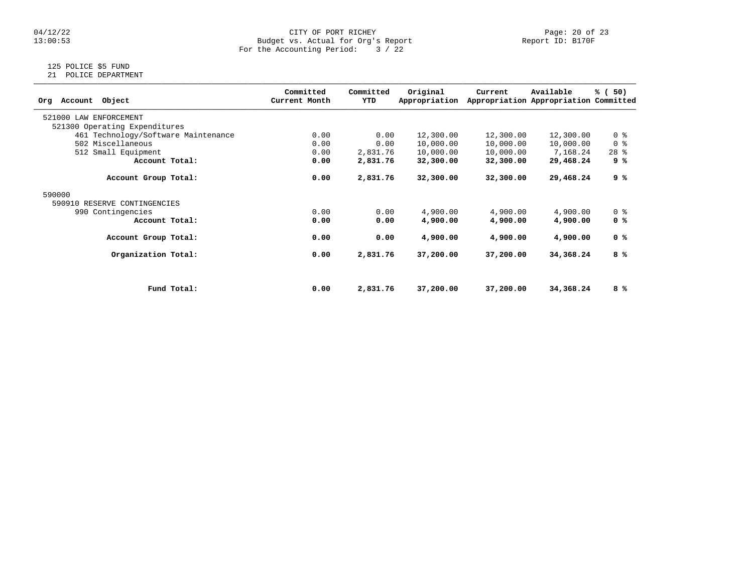CITY OF PORT RICHEY
Budget vs. Actual for Org's Report
For the Accounting Period: 3 / 22

04/12/22
13:00:53

Report ID: B170F

125 POLICE $5 FUND
21 POLICE DEPARTMENT

| Org Account Object | Committed Current Month | Committed YTD | Original Appropriation | Current Appropriation | Available Appropriation | % ( 50) Committed |
|---|---|---|---|---|---|---|
| 521000 LAW ENFORCEMENT | | | | | | |
| 521300 Operating Expenditures | | | | | | |
| 461 Technology/Software Maintenance | 0.00 | 0.00 | 12,300.00 | 12,300.00 | 12,300.00 | 0 % |
| 502 Miscellaneous | 0.00 | 0.00 | 10,000.00 | 10,000.00 | 10,000.00 | 0 % |
| 512 Small Equipment | 0.00 | 2,831.76 | 10,000.00 | 10,000.00 | 7,168.24 | 28 % |
| **Account Total:** | **0.00** | **2,831.76** | **32,300.00** | **32,300.00** | **29,468.24** | **9 %** |
| **Account Group Total:** | **0.00** | **2,831.76** | **32,300.00** | **32,300.00** | **29,468.24** | **9 %** |
| 590000 | | | | | | |
| 590910 RESERVE CONTINGENCIES | | | | | | |
| 990 Contingencies | 0.00 | 0.00 | 4,900.00 | 4,900.00 | 4,900.00 | 0 % |
| **Account Total:** | **0.00** | **0.00** | **4,900.00** | **4,900.00** | **4,900.00** | **0 %** |
| **Account Group Total:** | **0.00** | **0.00** | **4,900.00** | **4,900.00** | **4,900.00** | **0 %** |
| **Organization Total:** | **0.00** | **2,831.76** | **37,200.00** | **37,200.00** | **34,368.24** | **8 %** |
| **Fund Total:** | **0.00** | **2,831.76** | **37,200.00** | **37,200.00** | **34,368.24** | **8 %** |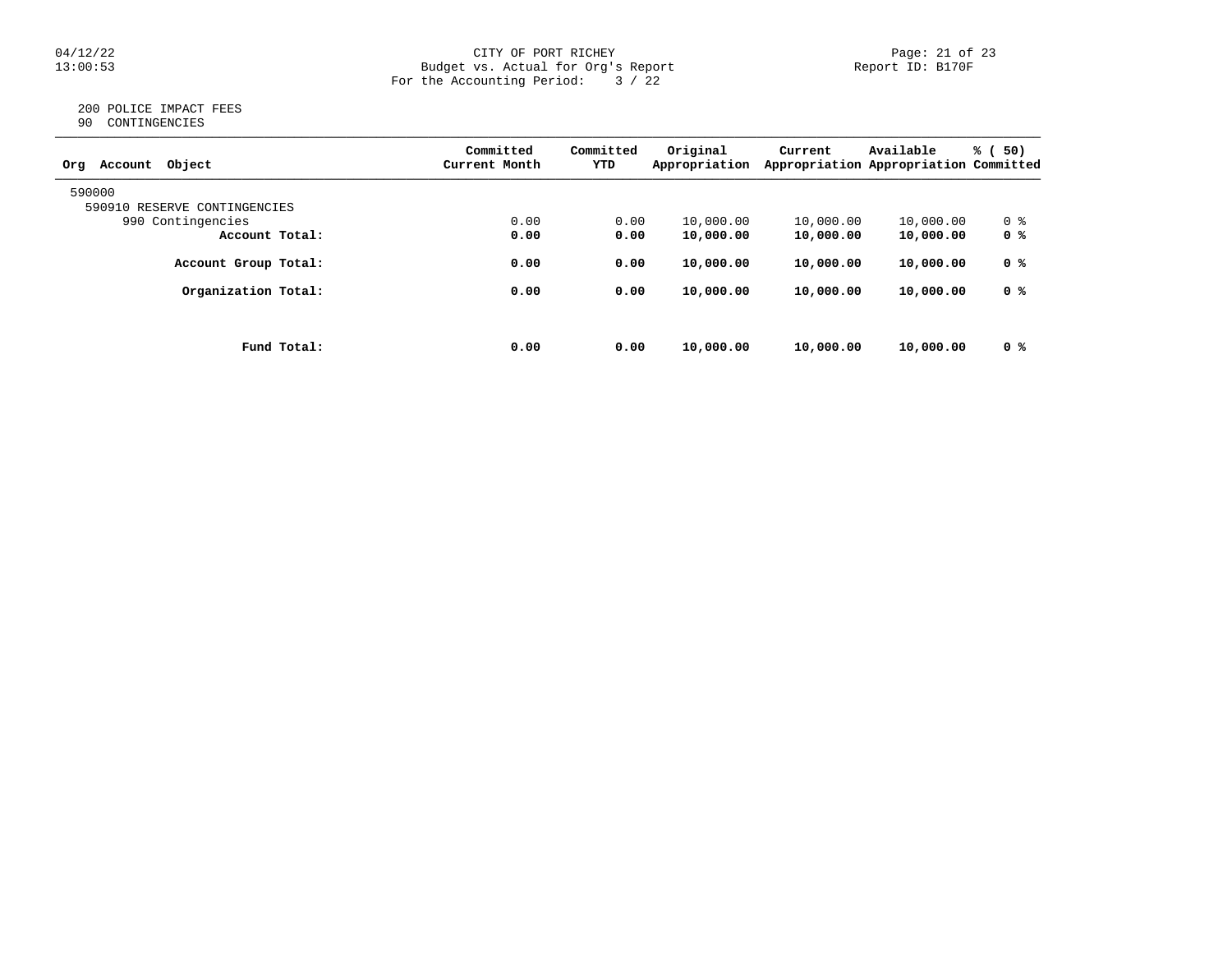CITY OF PORT RICHEY
Budget vs. Actual for Org's Report
For the Accounting Period: 3 / 22

Report ID: B170F

200 POLICE IMPACT FEES
90 CONTINGENCIES

| Org Account Object | Committed Current Month | Committed YTD | Original Appropriation | Current Appropriation | Available Appropriation | % ( 50) Committed |
|---|---|---|---|---|---|---|
| 590000 | | | | | | |
| 590910 RESERVE CONTINGENCIES | | | | | | |
| 990 Contingencies | 0.00 | 0.00 | 10,000.00 | 10,000.00 | 10,000.00 | 0 % |
| **Account Total:** | **0.00** | **0.00** | **10,000.00** | **10,000.00** | **10,000.00** | **0 %** |
| **Account Group Total:** | **0.00** | **0.00** | **10,000.00** | **10,000.00** | **10,000.00** | **0 %** |
| **Organization Total:** | **0.00** | **0.00** | **10,000.00** | **10,000.00** | **10,000.00** | **0 %** |
| **Fund Total:** | **0.00** | **0.00** | **10,000.00** | **10,000.00** | **10,000.00** | **0 %** |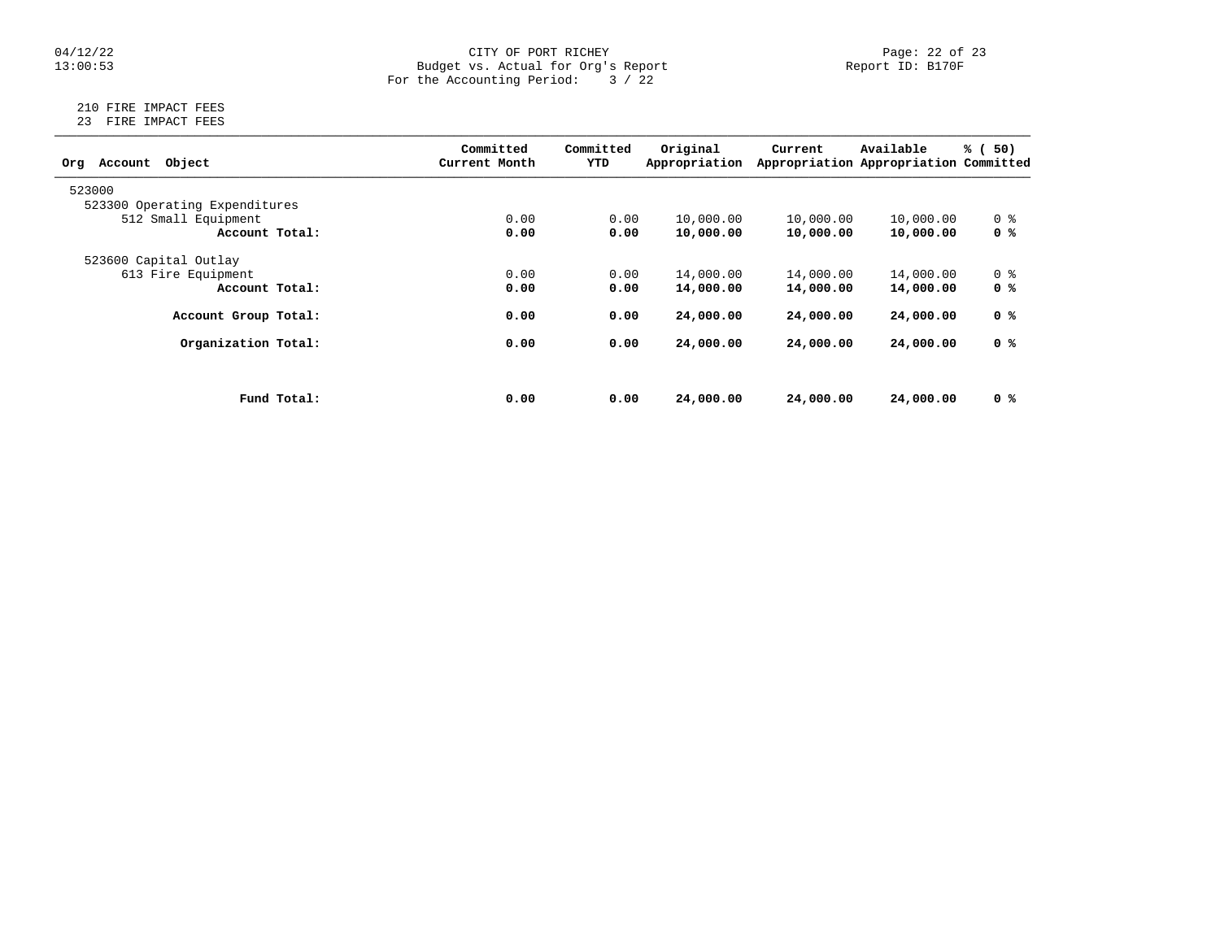CITY OF PORT RICHEY
Budget vs. Actual for Org's Report
For the Accounting Period: 3 / 22

210 FIRE IMPACT FEES
23 FIRE IMPACT FEES

| Org Account Object | Committed Current Month | Committed YTD | Original Appropriation | Current Appropriation | Available Appropriation | % ( 50) Committed |
|---|---|---|---|---|---|---|
| 523000 | | | | | | |
| 523300 Operating Expenditures | | | | | | |
| 512 Small Equipment | 0.00 | 0.00 | 10,000.00 | 10,000.00 | 10,000.00 | 0 % |
| **Account Total:** | **0.00** | **0.00** | **10,000.00** | **10,000.00** | **10,000.00** | **0 %** |
| 523600 Capital Outlay | | | | | | |
| 613 Fire Equipment | 0.00 | 0.00 | 14,000.00 | 14,000.00 | 14,000.00 | 0 % |
| **Account Total:** | **0.00** | **0.00** | **14,000.00** | **14,000.00** | **14,000.00** | **0 %** |
| **Account Group Total:** | **0.00** | **0.00** | **24,000.00** | **24,000.00** | **24,000.00** | **0 %** |
| **Organization Total:** | **0.00** | **0.00** | **24,000.00** | **24,000.00** | **24,000.00** | **0 %** |
| **Fund Total:** | **0.00** | **0.00** | **24,000.00** | **24,000.00** | **24,000.00** | **0 %** |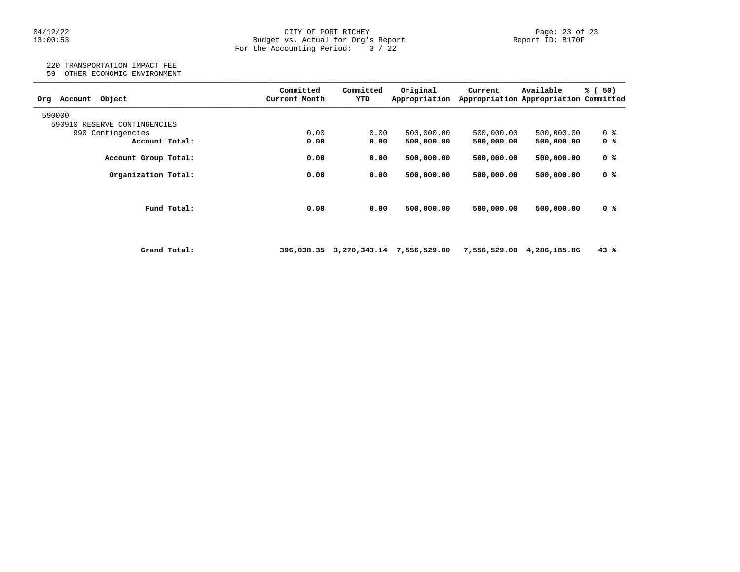CITY OF PORT RICHEY
Budget vs. Actual for Org's Report
For the Accounting Period: 3 / 22

220 TRANSPORTATION IMPACT FEE
59 OTHER ECONOMIC ENVIRONMENT

| Org Account Object | Committed Current Month | Committed YTD | Original Appropriation | Current Appropriation | Available Appropriation | % ( 50) Committed |
|---|---|---|---|---|---|---|
| 590000 | | | | | | |
| 590910 RESERVE CONTINGENCIES | | | | | | |
| 990 Contingencies | 0.00 | 0.00 | 500,000.00 | 500,000.00 | 500,000.00 | 0 % |
| **Account Total:** | **0.00** | **0.00** | **500,000.00** | **500,000.00** | **500,000.00** | **0 %** |
| **Account Group Total:** | **0.00** | **0.00** | **500,000.00** | **500,000.00** | **500,000.00** | **0 %** |
| **Organization Total:** | **0.00** | **0.00** | **500,000.00** | **500,000.00** | **500,000.00** | **0 %** |
| **Fund Total:** | **0.00** | **0.00** | **500,000.00** | **500,000.00** | **500,000.00** | **0 %** |
| **Grand Total:** | **396,038.35** | **3,270,343.14** | **7,556,529.00** | **7,556,529.00** | **4,286,185.86** | **43 %** |